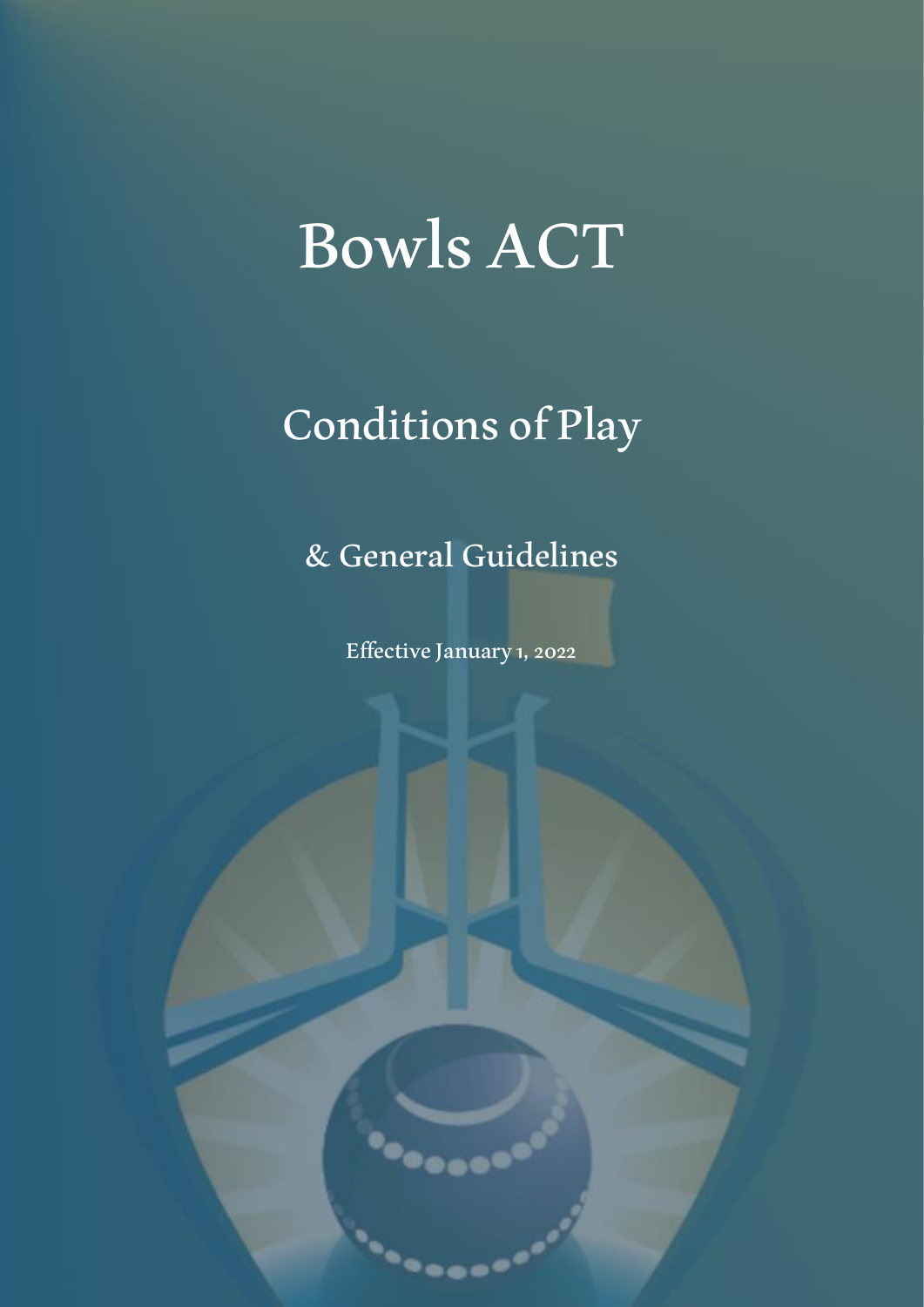# Bowls ACT

## Conditions of Play

### & General Guidelines

Effective January 1, 2022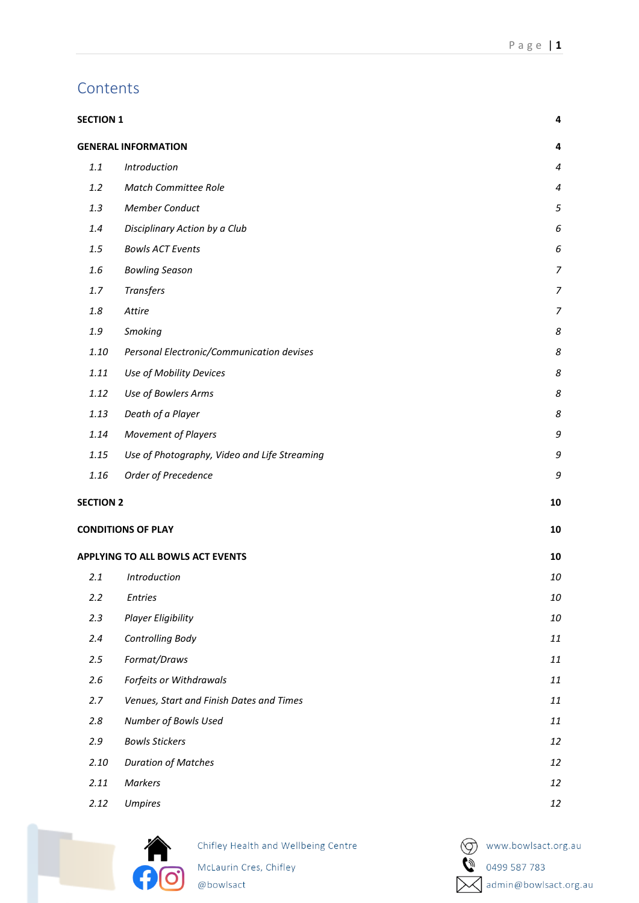# Contents

| | | |
|---|---|---|
| **SECTION 1** | | **4** |
| **GENERAL INFORMATION** | | **4** |
| *1.1* | *Introduction* | *4* |
| *1.2* | *Match Committee Role* | *4* |
| *1.3* | *Member Conduct* | *5* |
| *1.4* | *Disciplinary Action by a Club* | *6* |
| *1.5* | *Bowls ACT Events* | *6* |
| *1.6* | *Bowling Season* | *7* |
| *1.7* | *Transfers* | *7* |
| *1.8* | *Attire* | *7* |
| *1.9* | *Smoking* | *8* |
| *1.10* | *Personal Electronic/Communication devises* | *8* |
| *1.11* | *Use of Mobility Devices* | *8* |
| *1.12* | *Use of Bowlers Arms* | *8* |
| *1.13* | *Death of a Player* | *8* |
| *1.14* | *Movement of Players* | *9* |
| *1.15* | *Use of Photography, Video and Life Streaming* | *9* |
| *1.16* | *Order of Precedence* | *9* |
| **SECTION 2** | | **10** |
| **CONDITIONS OF PLAY** | | **10** |
| **APPLYING TO ALL BOWLS ACT EVENTS** | | **10** |
| *2.1* | *Introduction* | *10* |
| *2.2* | *Entries* | *10* |
| *2.3* | *Player Eligibility* | *10* |
| *2.4* | *Controlling Body* | *11* |
| *2.5* | *Format/Draws* | *11* |
| *2.6* | *Forfeits or Withdrawals* | *11* |
| *2.7* | *Venues, Start and Finish Dates and Times* | *11* |
| *2.8* | *Number of Bowls Used* | *11* |
| *2.9* | *Bowls Stickers* | *12* |
| *2.10* | *Duration of Matches* | *12* |
| *2.11* | *Markers* | *12* |
| *2.12* | *Umpires* | *12* |

Chifley Health and Wellbeing Centre
McLaurin Cres, Chifley
@bowlsact

www.bowlsact.org.au
0499 587 783
admin@bowlsact.org.au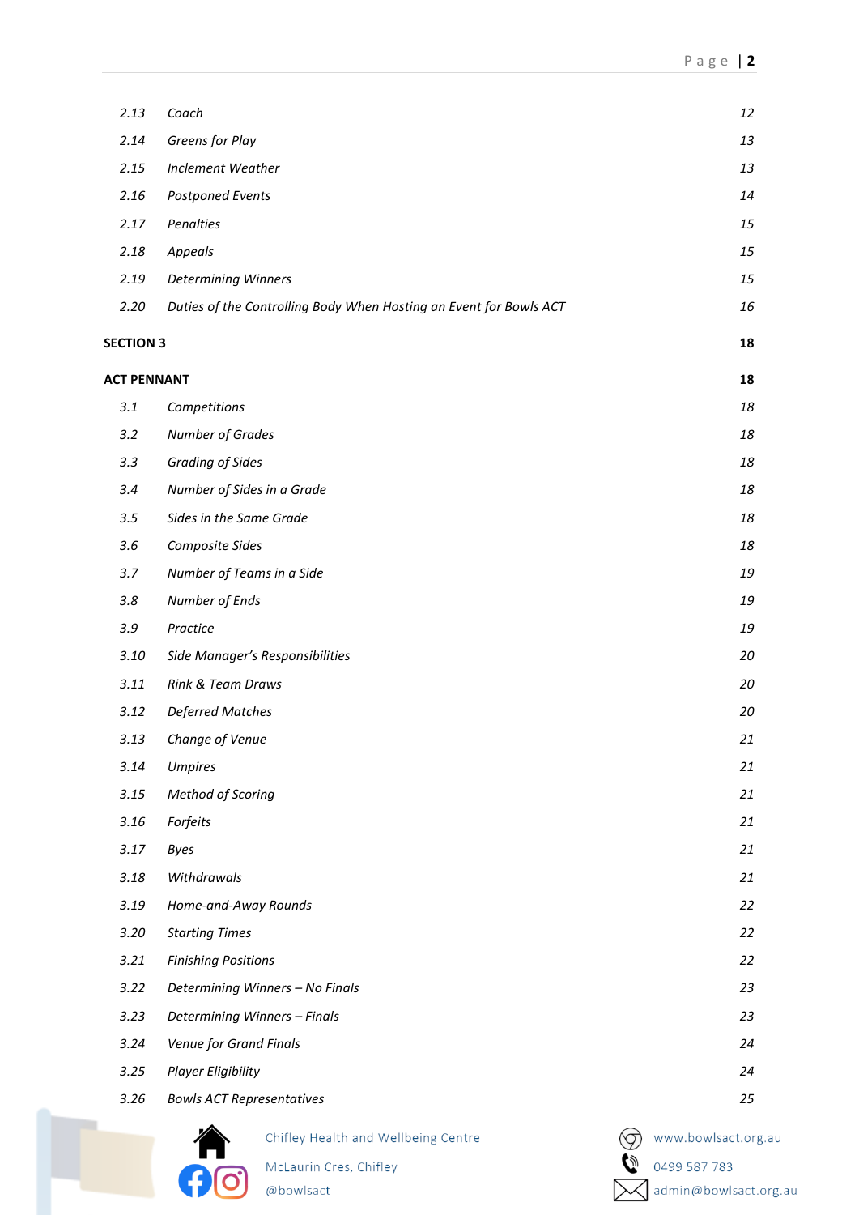| | | |
|---|---|---|
| *2.13* | *Coach* | *12* |
| *2.14* | *Greens for Play* | *13* |
| *2.15* | *Inclement Weather* | *13* |
| *2.16* | *Postponed Events* | *14* |
| *2.17* | *Penalties* | *15* |
| *2.18* | *Appeals* | *15* |
| *2.19* | *Determining Winners* | *15* |
| *2.20* | *Duties of the Controlling Body When Hosting an Event for Bowls ACT* | *16* |

**SECTION 3** **18**

**ACT PENNANT** **18**

| | | |
|---|---|---|
| *3.1* | *Competitions* | *18* |
| *3.2* | *Number of Grades* | *18* |
| *3.3* | *Grading of Sides* | *18* |
| *3.4* | *Number of Sides in a Grade* | *18* |
| *3.5* | *Sides in the Same Grade* | *18* |
| *3.6* | *Composite Sides* | *18* |
| *3.7* | *Number of Teams in a Side* | *19* |
| *3.8* | *Number of Ends* | *19* |
| *3.9* | *Practice* | *19* |
| *3.10* | *Side Manager's Responsibilities* | *20* |
| *3.11* | *Rink & Team Draws* | *20* |
| *3.12* | *Deferred Matches* | *20* |
| *3.13* | *Change of Venue* | *21* |
| *3.14* | *Umpires* | *21* |
| *3.15* | *Method of Scoring* | *21* |
| *3.16* | *Forfeits* | *21* |
| *3.17* | *Byes* | *21* |
| *3.18* | *Withdrawals* | *21* |
| *3.19* | *Home-and-Away Rounds* | *22* |
| *3.20* | *Starting Times* | *22* |
| *3.21* | *Finishing Positions* | *22* |
| *3.22* | *Determining Winners – No Finals* | *23* |
| *3.23* | *Determining Winners – Finals* | *23* |
| *3.24* | *Venue for Grand Finals* | *24* |
| *3.25* | *Player Eligibility* | *24* |
| *3.26* | *Bowls ACT Representatives* | *25* |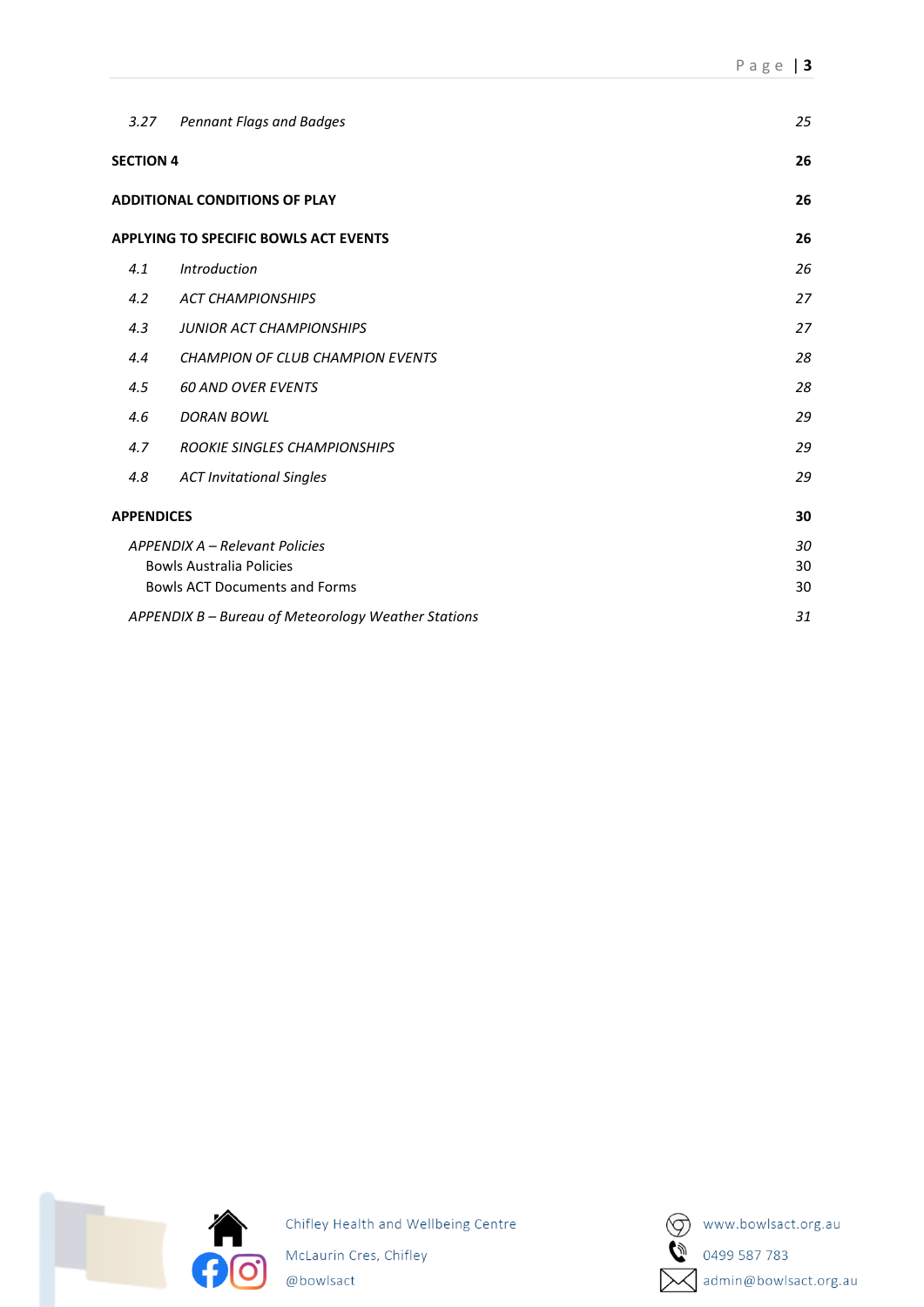| | | |
|---|---|---|
| *3.27* | *Pennant Flags and Badges* | *25* |
| **SECTION 4** | | **26** |
| **ADDITIONAL CONDITIONS OF PLAY** | | **26** |
| **APPLYING TO SPECIFIC BOWLS ACT EVENTS** | | **26** |
| *4.1* | *Introduction* | *26* |
| *4.2* | *ACT CHAMPIONSHIPS* | *27* |
| *4.3* | *JUNIOR ACT CHAMPIONSHIPS* | *27* |
| *4.4* | *CHAMPION OF CLUB CHAMPION EVENTS* | *28* |
| *4.5* | *60 AND OVER EVENTS* | *28* |
| *4.6* | *DORAN BOWL* | *29* |
| *4.7* | *ROOKIE SINGLES CHAMPIONSHIPS* | *29* |
| *4.8* | *ACT Invitational Singles* | *29* |
| **APPENDICES** | | **30** |
| *APPENDIX A – Relevant Policies* | | *30* |
| Bowls Australia Policies | | 30 |
| Bowls ACT Documents and Forms | | 30 |
| *APPENDIX B – Bureau of Meteorology Weather Stations* | | *31* |

Chifley Health and Wellbeing Centre
McLaurin Cres, Chifley
@bowlsact

www.bowlsact.org.au
0499 587 783
admin@bowlsact.org.au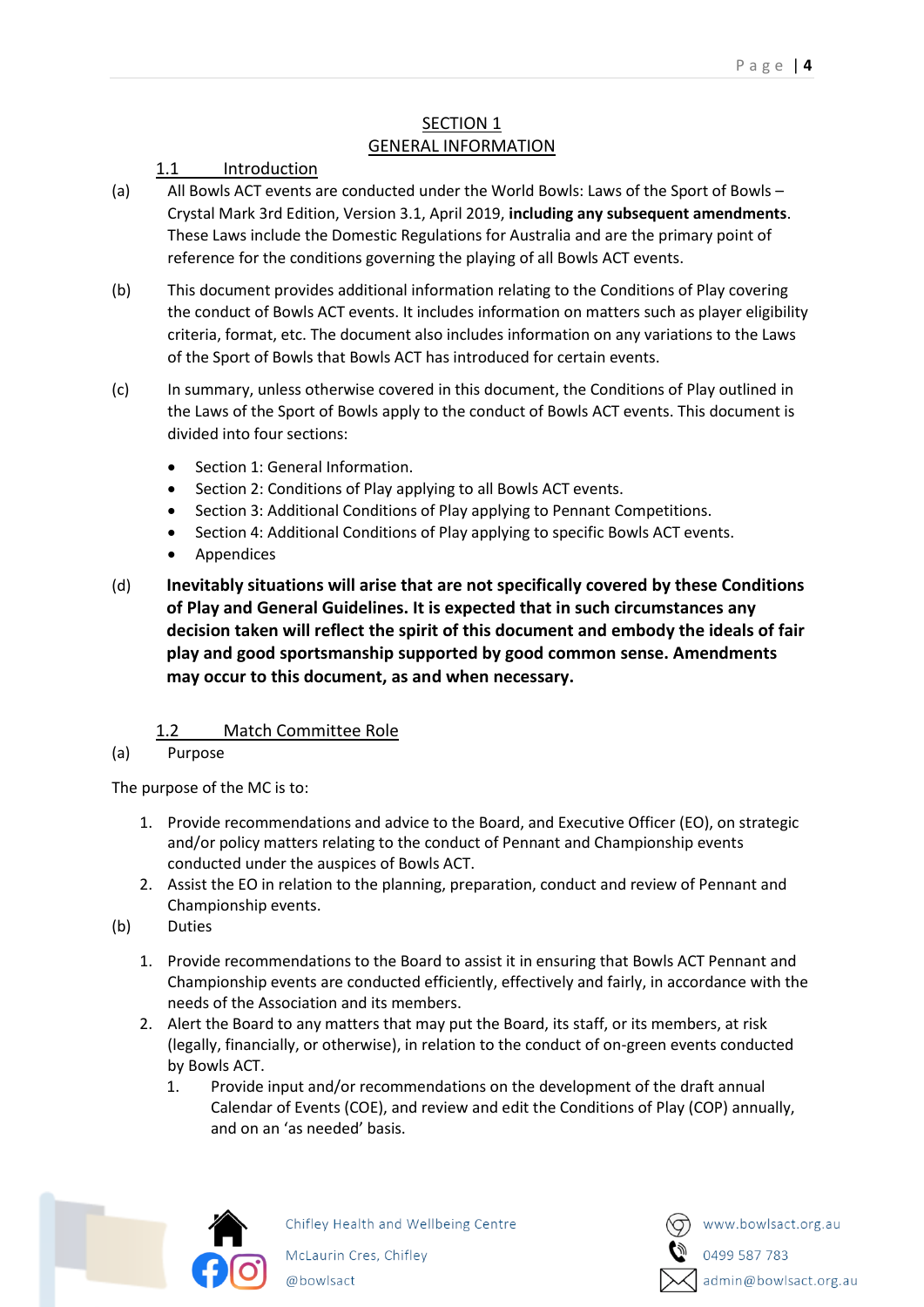## SECTION 1
## GENERAL INFORMATION

### 1.1 Introduction

(a) All Bowls ACT events are conducted under the World Bowls: Laws of the Sport of Bowls – Crystal Mark 3rd Edition, Version 3.1, April 2019, **including any subsequent amendments**. These Laws include the Domestic Regulations for Australia and are the primary point of reference for the conditions governing the playing of all Bowls ACT events.

(b) This document provides additional information relating to the Conditions of Play covering the conduct of Bowls ACT events. It includes information on matters such as player eligibility criteria, format, etc. The document also includes information on any variations to the Laws of the Sport of Bowls that Bowls ACT has introduced for certain events.

(c) In summary, unless otherwise covered in this document, the Conditions of Play outlined in the Laws of the Sport of Bowls apply to the conduct of Bowls ACT events. This document is divided into four sections:

- Section 1: General Information.
- Section 2: Conditions of Play applying to all Bowls ACT events.
- Section 3: Additional Conditions of Play applying to Pennant Competitions.
- Section 4: Additional Conditions of Play applying to specific Bowls ACT events.
- Appendices

(d) **Inevitably situations will arise that are not specifically covered by these Conditions of Play and General Guidelines. It is expected that in such circumstances any decision taken will reflect the spirit of this document and embody the ideals of fair play and good sportsmanship supported by good common sense. Amendments may occur to this document, as and when necessary.**

### 1.2 Match Committee Role

(a) Purpose

The purpose of the MC is to:

1. Provide recommendations and advice to the Board, and Executive Officer (EO), on strategic and/or policy matters relating to the conduct of Pennant and Championship events conducted under the auspices of Bowls ACT.
2. Assist the EO in relation to the planning, preparation, conduct and review of Pennant and Championship events.

(b) Duties

1. Provide recommendations to the Board to assist it in ensuring that Bowls ACT Pennant and Championship events are conducted efficiently, effectively and fairly, in accordance with the needs of the Association and its members.
2. Alert the Board to any matters that may put the Board, its staff, or its members, at risk (legally, financially, or otherwise), in relation to the conduct of on-green events conducted by Bowls ACT.
   1. Provide input and/or recommendations on the development of the draft annual Calendar of Events (COE), and review and edit the Conditions of Play (COP) annually, and on an 'as needed' basis.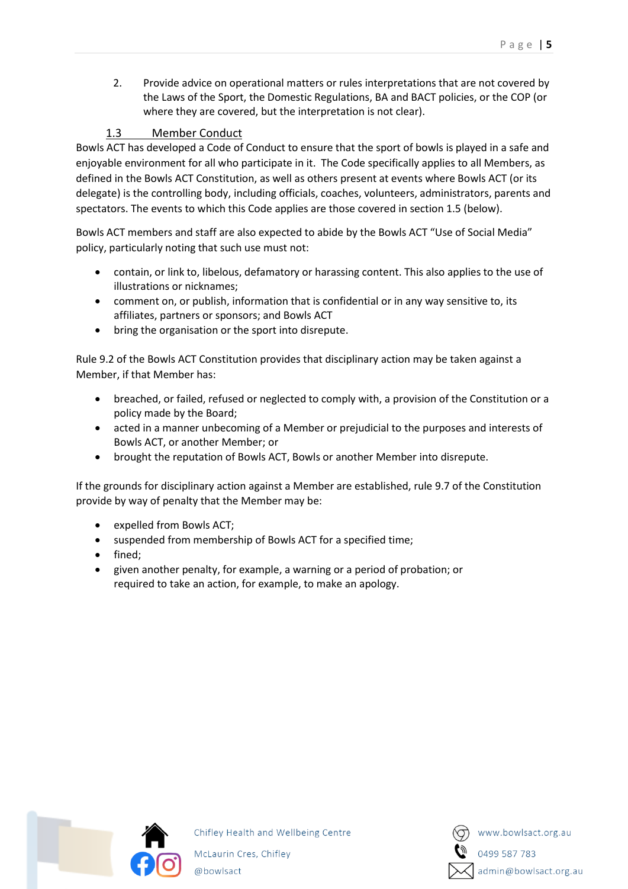2. Provide advice on operational matters or rules interpretations that are not covered by the Laws of the Sport, the Domestic Regulations, BA and BACT policies, or the COP (or where they are covered, but the interpretation is not clear).

### 1.3 Member Conduct

Bowls ACT has developed a Code of Conduct to ensure that the sport of bowls is played in a safe and enjoyable environment for all who participate in it. The Code specifically applies to all Members, as defined in the Bowls ACT Constitution, as well as others present at events where Bowls ACT (or its delegate) is the controlling body, including officials, coaches, volunteers, administrators, parents and spectators. The events to which this Code applies are those covered in section 1.5 (below).

Bowls ACT members and staff are also expected to abide by the Bowls ACT "Use of Social Media" policy, particularly noting that such use must not:

- contain, or link to, libelous, defamatory or harassing content. This also applies to the use of illustrations or nicknames;
- comment on, or publish, information that is confidential or in any way sensitive to, its affiliates, partners or sponsors; and Bowls ACT
- bring the organisation or the sport into disrepute.

Rule 9.2 of the Bowls ACT Constitution provides that disciplinary action may be taken against a Member, if that Member has:

- breached, or failed, refused or neglected to comply with, a provision of the Constitution or a policy made by the Board;
- acted in a manner unbecoming of a Member or prejudicial to the purposes and interests of Bowls ACT, or another Member; or
- brought the reputation of Bowls ACT, Bowls or another Member into disrepute.

If the grounds for disciplinary action against a Member are established, rule 9.7 of the Constitution provide by way of penalty that the Member may be:

- expelled from Bowls ACT;
- suspended from membership of Bowls ACT for a specified time;
- fined;
- given another penalty, for example, a warning or a period of probation; or required to take an action, for example, to make an apology.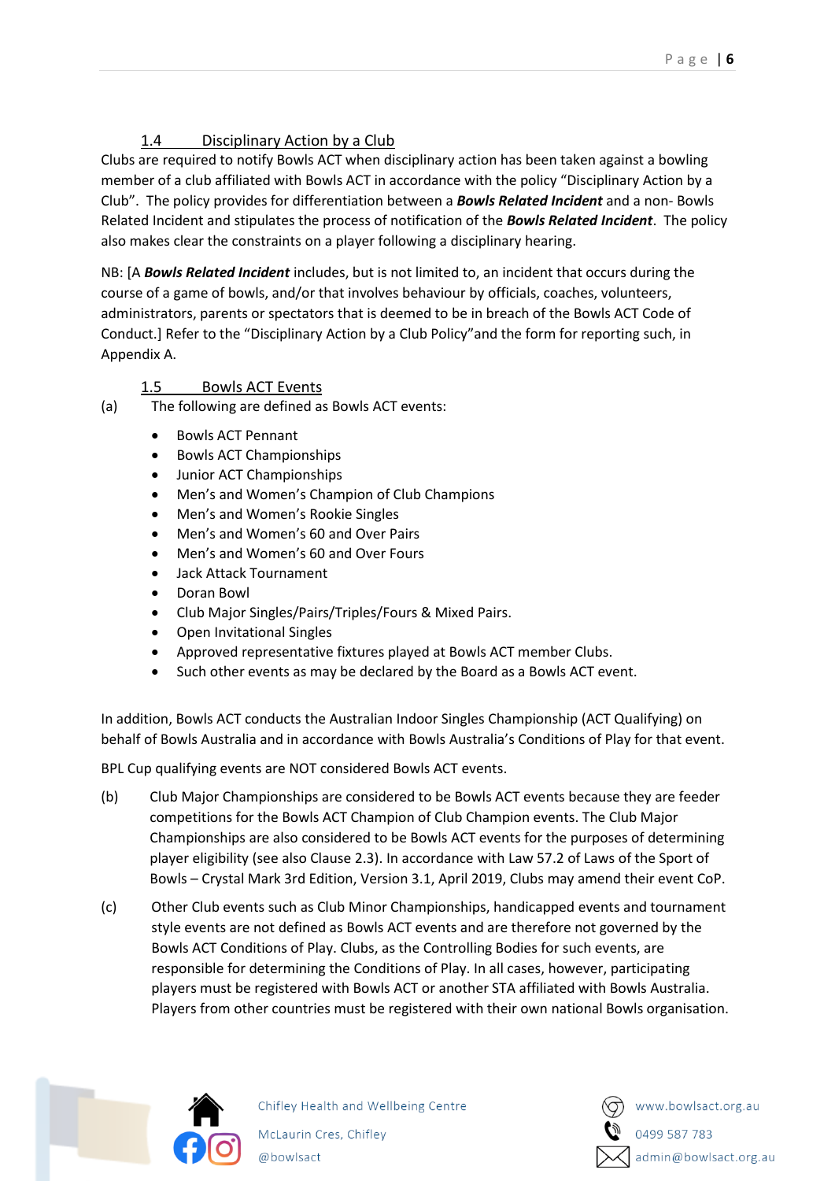### 1.4 Disciplinary Action by a Club

Clubs are required to notify Bowls ACT when disciplinary action has been taken against a bowling member of a club affiliated with Bowls ACT in accordance with the policy "Disciplinary Action by a Club". The policy provides for differentiation between a ***Bowls Related Incident*** and a non- Bowls Related Incident and stipulates the process of notification of the ***Bowls Related Incident***. The policy also makes clear the constraints on a player following a disciplinary hearing.

NB: [A ***Bowls Related Incident*** includes, but is not limited to, an incident that occurs during the course of a game of bowls, and/or that involves behaviour by officials, coaches, volunteers, administrators, parents or spectators that is deemed to be in breach of the Bowls ACT Code of Conduct.] Refer to the "Disciplinary Action by a Club Policy"and the form for reporting such, in Appendix A.

### 1.5 Bowls ACT Events

(a) The following are defined as Bowls ACT events:

- Bowls ACT Pennant
- Bowls ACT Championships
- Junior ACT Championships
- Men's and Women's Champion of Club Champions
- Men's and Women's Rookie Singles
- Men's and Women's 60 and Over Pairs
- Men's and Women's 60 and Over Fours
- Jack Attack Tournament
- Doran Bowl
- Club Major Singles/Pairs/Triples/Fours & Mixed Pairs.
- Open Invitational Singles
- Approved representative fixtures played at Bowls ACT member Clubs.
- Such other events as may be declared by the Board as a Bowls ACT event.

In addition, Bowls ACT conducts the Australian Indoor Singles Championship (ACT Qualifying) on behalf of Bowls Australia and in accordance with Bowls Australia's Conditions of Play for that event.

BPL Cup qualifying events are NOT considered Bowls ACT events.

(b) Club Major Championships are considered to be Bowls ACT events because they are feeder competitions for the Bowls ACT Champion of Club Champion events. The Club Major Championships are also considered to be Bowls ACT events for the purposes of determining player eligibility (see also Clause 2.3). In accordance with Law 57.2 of Laws of the Sport of Bowls – Crystal Mark 3rd Edition, Version 3.1, April 2019, Clubs may amend their event CoP.

(c) Other Club events such as Club Minor Championships, handicapped events and tournament style events are not defined as Bowls ACT events and are therefore not governed by the Bowls ACT Conditions of Play. Clubs, as the Controlling Bodies for such events, are responsible for determining the Conditions of Play. In all cases, however, participating players must be registered with Bowls ACT or another STA affiliated with Bowls Australia. Players from other countries must be registered with their own national Bowls organisation.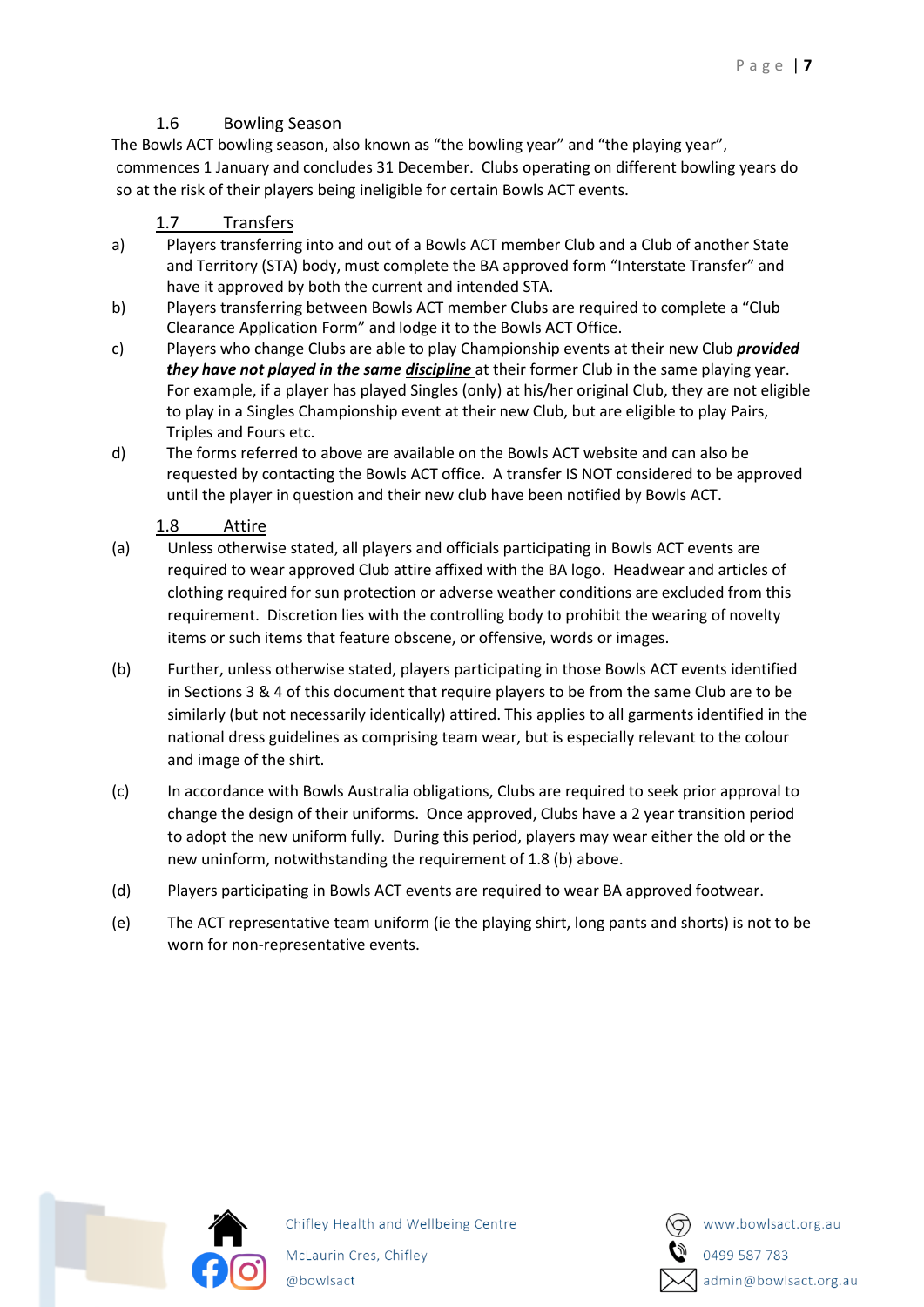### 1.6 Bowling Season

The Bowls ACT bowling season, also known as "the bowling year" and "the playing year", commences 1 January and concludes 31 December. Clubs operating on different bowling years do so at the risk of their players being ineligible for certain Bowls ACT events.

### 1.7 Transfers

a) Players transferring into and out of a Bowls ACT member Club and a Club of another State and Territory (STA) body, must complete the BA approved form "Interstate Transfer" and have it approved by both the current and intended STA.

b) Players transferring between Bowls ACT member Clubs are required to complete a "Club Clearance Application Form" and lodge it to the Bowls ACT Office.

c) Players who change Clubs are able to play Championship events at their new Club ***provided they have not played in the same <u>discipline</u>*** at their former Club in the same playing year. For example, if a player has played Singles (only) at his/her original Club, they are not eligible to play in a Singles Championship event at their new Club, but are eligible to play Pairs, Triples and Fours etc.

d) The forms referred to above are available on the Bowls ACT website and can also be requested by contacting the Bowls ACT office. A transfer IS NOT considered to be approved until the player in question and their new club have been notified by Bowls ACT.

### 1.8 Attire

(a) Unless otherwise stated, all players and officials participating in Bowls ACT events are required to wear approved Club attire affixed with the BA logo. Headwear and articles of clothing required for sun protection or adverse weather conditions are excluded from this requirement. Discretion lies with the controlling body to prohibit the wearing of novelty items or such items that feature obscene, or offensive, words or images.

(b) Further, unless otherwise stated, players participating in those Bowls ACT events identified in Sections 3 & 4 of this document that require players to be from the same Club are to be similarly (but not necessarily identically) attired. This applies to all garments identified in the national dress guidelines as comprising team wear, but is especially relevant to the colour and image of the shirt.

(c) In accordance with Bowls Australia obligations, Clubs are required to seek prior approval to change the design of their uniforms. Once approved, Clubs have a 2 year transition period to adopt the new uniform fully. During this period, players may wear either the old or the new uninform, notwithstanding the requirement of 1.8 (b) above.

(d) Players participating in Bowls ACT events are required to wear BA approved footwear.

(e) The ACT representative team uniform (ie the playing shirt, long pants and shorts) is not to be worn for non-representative events.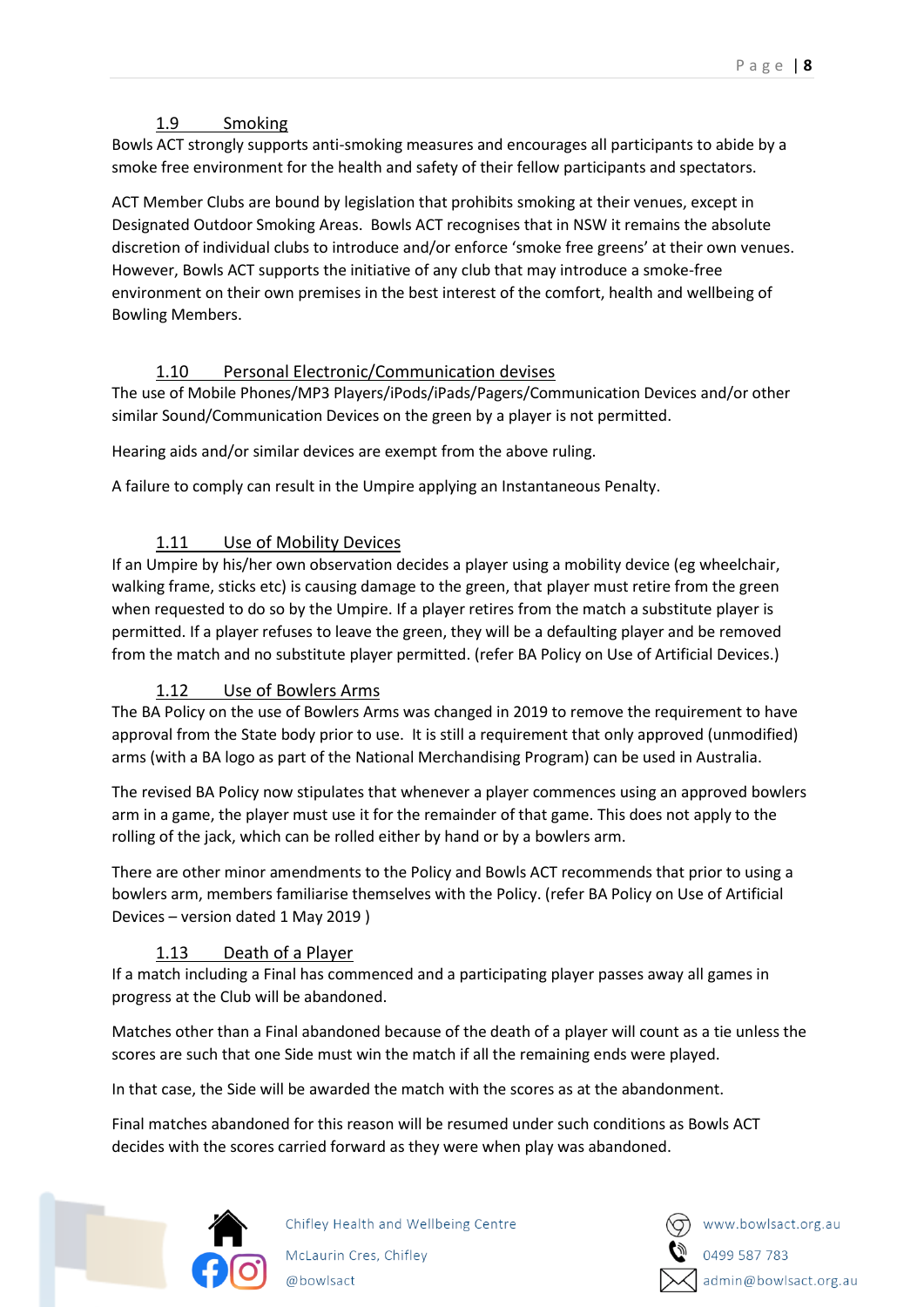### 1.9 Smoking

Bowls ACT strongly supports anti-smoking measures and encourages all participants to abide by a smoke free environment for the health and safety of their fellow participants and spectators.

ACT Member Clubs are bound by legislation that prohibits smoking at their venues, except in Designated Outdoor Smoking Areas. Bowls ACT recognises that in NSW it remains the absolute discretion of individual clubs to introduce and/or enforce 'smoke free greens' at their own venues. However, Bowls ACT supports the initiative of any club that may introduce a smoke-free environment on their own premises in the best interest of the comfort, health and wellbeing of Bowling Members.

### 1.10 Personal Electronic/Communication devises

The use of Mobile Phones/MP3 Players/iPods/iPads/Pagers/Communication Devices and/or other similar Sound/Communication Devices on the green by a player is not permitted.

Hearing aids and/or similar devices are exempt from the above ruling.

A failure to comply can result in the Umpire applying an Instantaneous Penalty.

### 1.11 Use of Mobility Devices

If an Umpire by his/her own observation decides a player using a mobility device (eg wheelchair, walking frame, sticks etc) is causing damage to the green, that player must retire from the green when requested to do so by the Umpire. If a player retires from the match a substitute player is permitted. If a player refuses to leave the green, they will be a defaulting player and be removed from the match and no substitute player permitted. (refer BA Policy on Use of Artificial Devices.)

### 1.12 Use of Bowlers Arms

The BA Policy on the use of Bowlers Arms was changed in 2019 to remove the requirement to have approval from the State body prior to use. It is still a requirement that only approved (unmodified) arms (with a BA logo as part of the National Merchandising Program) can be used in Australia.

The revised BA Policy now stipulates that whenever a player commences using an approved bowlers arm in a game, the player must use it for the remainder of that game. This does not apply to the rolling of the jack, which can be rolled either by hand or by a bowlers arm.

There are other minor amendments to the Policy and Bowls ACT recommends that prior to using a bowlers arm, members familiarise themselves with the Policy. (refer BA Policy on Use of Artificial Devices – version dated 1 May 2019 )

### 1.13 Death of a Player

If a match including a Final has commenced and a participating player passes away all games in progress at the Club will be abandoned.

Matches other than a Final abandoned because of the death of a player will count as a tie unless the scores are such that one Side must win the match if all the remaining ends were played.

In that case, the Side will be awarded the match with the scores as at the abandonment.

Final matches abandoned for this reason will be resumed under such conditions as Bowls ACT decides with the scores carried forward as they were when play was abandoned.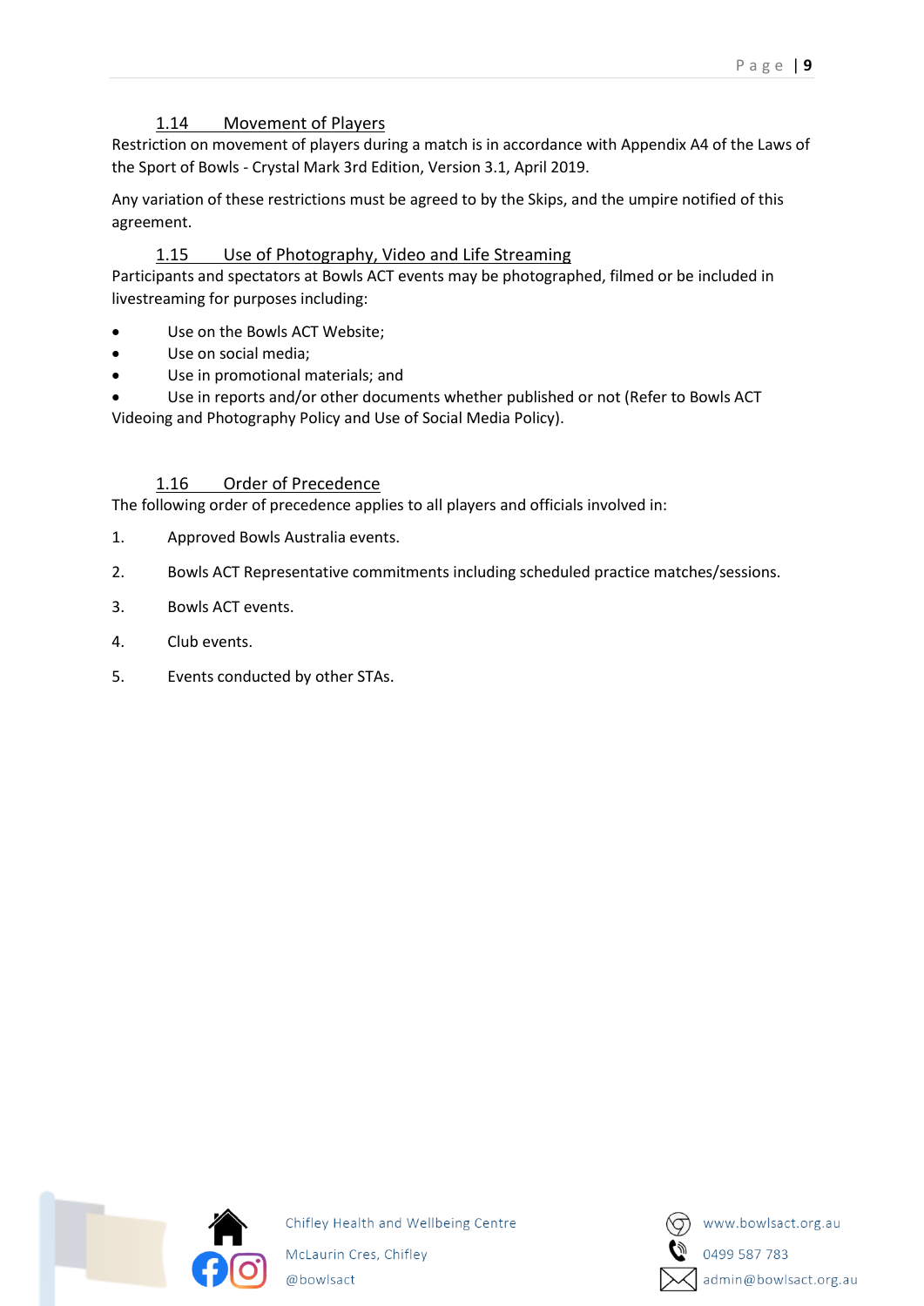### 1.14 Movement of Players

Restriction on movement of players during a match is in accordance with Appendix A4 of the Laws of the Sport of Bowls - Crystal Mark 3rd Edition, Version 3.1, April 2019.

Any variation of these restrictions must be agreed to by the Skips, and the umpire notified of this agreement.

### 1.15 Use of Photography, Video and Life Streaming

Participants and spectators at Bowls ACT events may be photographed, filmed or be included in livestreaming for purposes including:

- Use on the Bowls ACT Website;
- Use on social media;
- Use in promotional materials; and
- Use in reports and/or other documents whether published or not (Refer to Bowls ACT Videoing and Photography Policy and Use of Social Media Policy).

### 1.16 Order of Precedence

The following order of precedence applies to all players and officials involved in:

1. Approved Bowls Australia events.
2. Bowls ACT Representative commitments including scheduled practice matches/sessions.
3. Bowls ACT events.
4. Club events.
5. Events conducted by other STAs.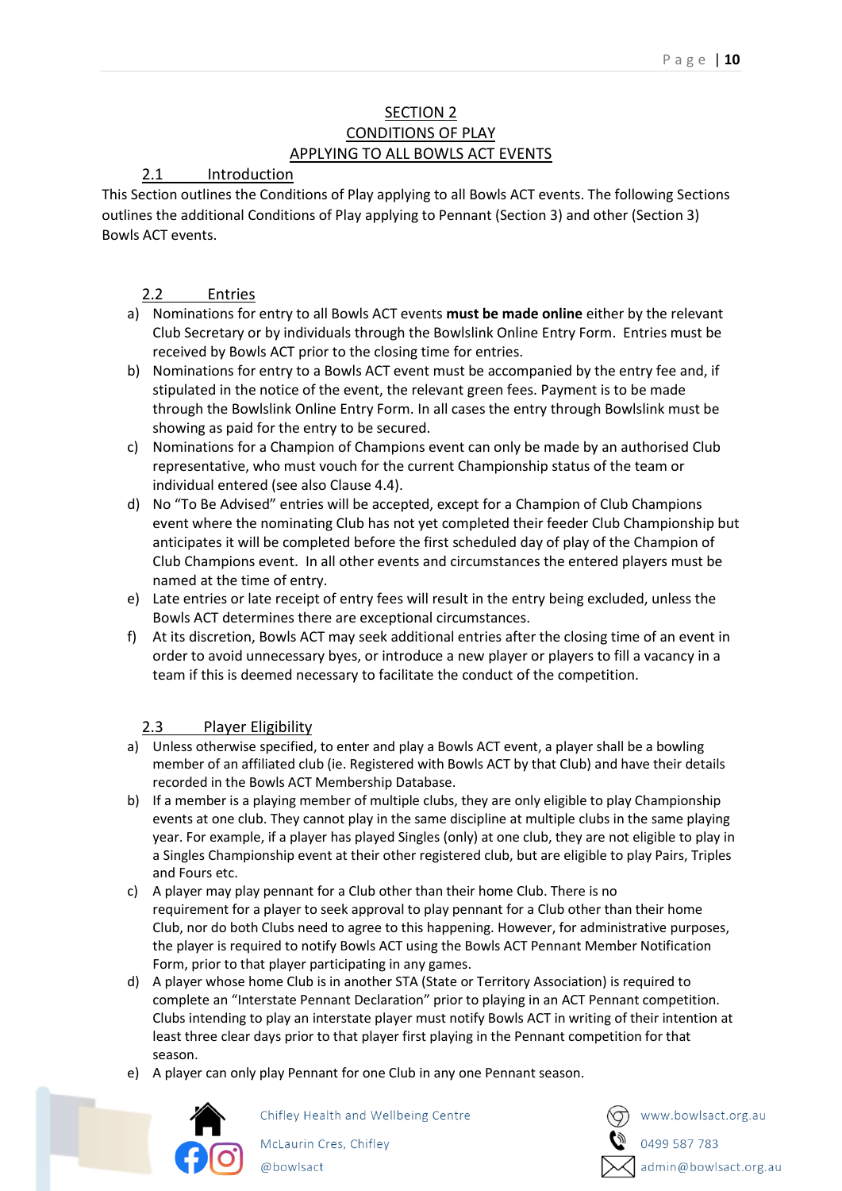## SECTION 2
## CONDITIONS OF PLAY
## APPLYING TO ALL BOWLS ACT EVENTS

### 2.1 Introduction

This Section outlines the Conditions of Play applying to all Bowls ACT events. The following Sections outlines the additional Conditions of Play applying to Pennant (Section 3) and other (Section 3) Bowls ACT events.

### 2.2 Entries

a) Nominations for entry to all Bowls ACT events **must be made online** either by the relevant Club Secretary or by individuals through the Bowlslink Online Entry Form. Entries must be received by Bowls ACT prior to the closing time for entries.

b) Nominations for entry to a Bowls ACT event must be accompanied by the entry fee and, if stipulated in the notice of the event, the relevant green fees. Payment is to be made through the Bowlslink Online Entry Form. In all cases the entry through Bowlslink must be showing as paid for the entry to be secured.

c) Nominations for a Champion of Champions event can only be made by an authorised Club representative, who must vouch for the current Championship status of the team or individual entered (see also Clause 4.4).

d) No "To Be Advised" entries will be accepted, except for a Champion of Club Champions event where the nominating Club has not yet completed their feeder Club Championship but anticipates it will be completed before the first scheduled day of play of the Champion of Club Champions event. In all other events and circumstances the entered players must be named at the time of entry.

e) Late entries or late receipt of entry fees will result in the entry being excluded, unless the Bowls ACT determines there are exceptional circumstances.

f) At its discretion, Bowls ACT may seek additional entries after the closing time of an event in order to avoid unnecessary byes, or introduce a new player or players to fill a vacancy in a team if this is deemed necessary to facilitate the conduct of the competition.

### 2.3 Player Eligibility

a) Unless otherwise specified, to enter and play a Bowls ACT event, a player shall be a bowling member of an affiliated club (ie. Registered with Bowls ACT by that Club) and have their details recorded in the Bowls ACT Membership Database.

b) If a member is a playing member of multiple clubs, they are only eligible to play Championship events at one club. They cannot play in the same discipline at multiple clubs in the same playing year. For example, if a player has played Singles (only) at one club, they are not eligible to play in a Singles Championship event at their other registered club, but are eligible to play Pairs, Triples and Fours etc.

c) A player may play pennant for a Club other than their home Club. There is no requirement for a player to seek approval to play pennant for a Club other than their home Club, nor do both Clubs need to agree to this happening. However, for administrative purposes, the player is required to notify Bowls ACT using the Bowls ACT Pennant Member Notification Form, prior to that player participating in any games.

d) A player whose home Club is in another STA (State or Territory Association) is required to complete an "Interstate Pennant Declaration" prior to playing in an ACT Pennant competition. Clubs intending to play an interstate player must notify Bowls ACT in writing of their intention at least three clear days prior to that player first playing in the Pennant competition for that season.

e) A player can only play Pennant for one Club in any one Pennant season.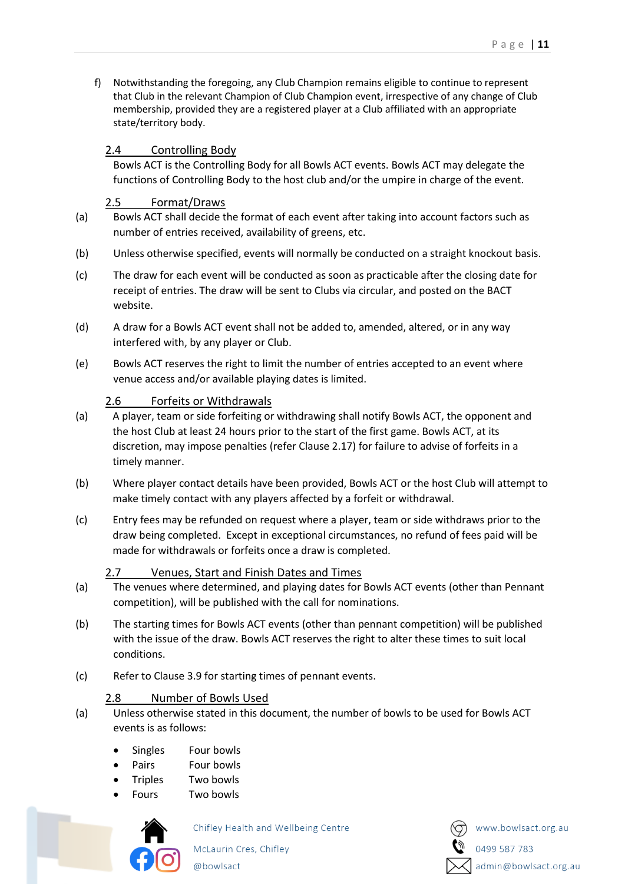f) Notwithstanding the foregoing, any Club Champion remains eligible to continue to represent that Club in the relevant Champion of Club Champion event, irrespective of any change of Club membership, provided they are a registered player at a Club affiliated with an appropriate state/territory body.

### 2.4 Controlling Body

Bowls ACT is the Controlling Body for all Bowls ACT events. Bowls ACT may delegate the functions of Controlling Body to the host club and/or the umpire in charge of the event.

### 2.5 Format/Draws

(a) Bowls ACT shall decide the format of each event after taking into account factors such as number of entries received, availability of greens, etc.

(b) Unless otherwise specified, events will normally be conducted on a straight knockout basis.

(c) The draw for each event will be conducted as soon as practicable after the closing date for receipt of entries. The draw will be sent to Clubs via circular, and posted on the BACT website.

(d) A draw for a Bowls ACT event shall not be added to, amended, altered, or in any way interfered with, by any player or Club.

(e) Bowls ACT reserves the right to limit the number of entries accepted to an event where venue access and/or available playing dates is limited.

### 2.6 Forfeits or Withdrawals

(a) A player, team or side forfeiting or withdrawing shall notify Bowls ACT, the opponent and the host Club at least 24 hours prior to the start of the first game. Bowls ACT, at its discretion, may impose penalties (refer Clause 2.17) for failure to advise of forfeits in a timely manner.

(b) Where player contact details have been provided, Bowls ACT or the host Club will attempt to make timely contact with any players affected by a forfeit or withdrawal.

(c) Entry fees may be refunded on request where a player, team or side withdraws prior to the draw being completed. Except in exceptional circumstances, no refund of fees paid will be made for withdrawals or forfeits once a draw is completed.

### 2.7 Venues, Start and Finish Dates and Times

(a) The venues where determined, and playing dates for Bowls ACT events (other than Pennant competition), will be published with the call for nominations.

(b) The starting times for Bowls ACT events (other than pennant competition) will be published with the issue of the draw. Bowls ACT reserves the right to alter these times to suit local conditions.

(c) Refer to Clause 3.9 for starting times of pennant events.

### 2.8 Number of Bowls Used

(a) Unless otherwise stated in this document, the number of bowls to be used for Bowls ACT events is as follows:

- Singles Four bowls
- Pairs Four bowls
- Triples Two bowls
- Fours Two bowls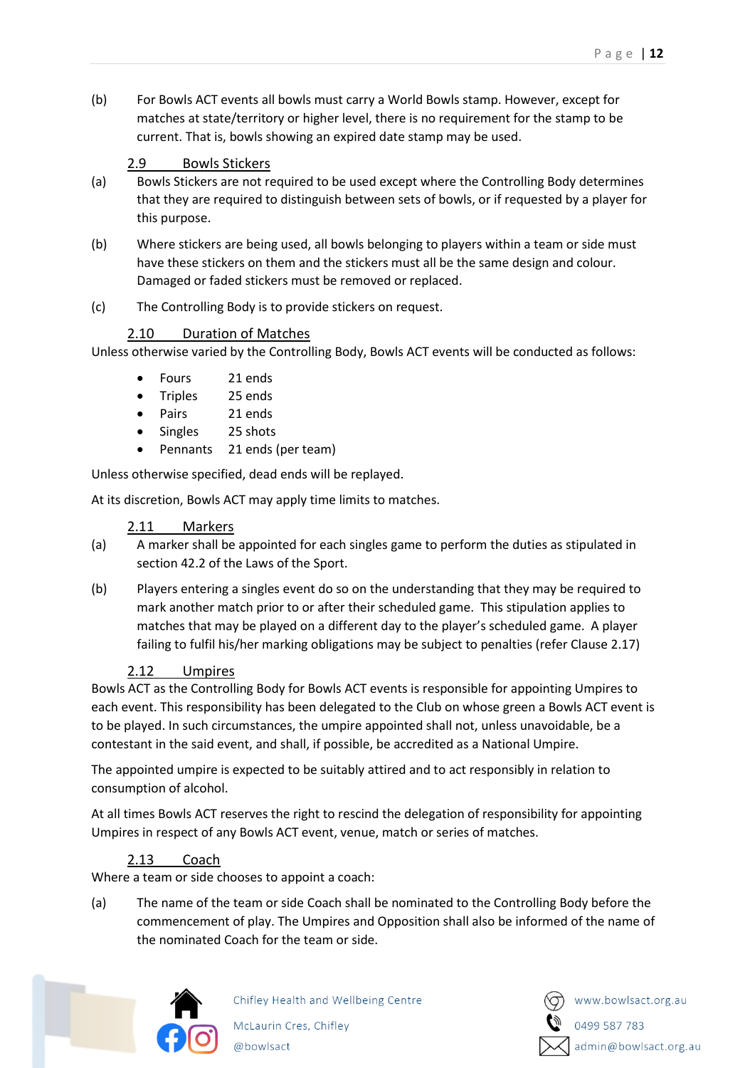(b) For Bowls ACT events all bowls must carry a World Bowls stamp. However, except for matches at state/territory or higher level, there is no requirement for the stamp to be current. That is, bowls showing an expired date stamp may be used.

### 2.9 Bowls Stickers

(a) Bowls Stickers are not required to be used except where the Controlling Body determines that they are required to distinguish between sets of bowls, or if requested by a player for this purpose.

(b) Where stickers are being used, all bowls belonging to players within a team or side must have these stickers on them and the stickers must all be the same design and colour. Damaged or faded stickers must be removed or replaced.

(c) The Controlling Body is to provide stickers on request.

### 2.10 Duration of Matches

Unless otherwise varied by the Controlling Body, Bowls ACT events will be conducted as follows:

- Fours 21 ends
- Triples 25 ends
- Pairs 21 ends
- Singles 25 shots
- Pennants 21 ends (per team)

Unless otherwise specified, dead ends will be replayed.

At its discretion, Bowls ACT may apply time limits to matches.

### 2.11 Markers

(a) A marker shall be appointed for each singles game to perform the duties as stipulated in section 42.2 of the Laws of the Sport.

(b) Players entering a singles event do so on the understanding that they may be required to mark another match prior to or after their scheduled game. This stipulation applies to matches that may be played on a different day to the player's scheduled game. A player failing to fulfil his/her marking obligations may be subject to penalties (refer Clause 2.17)

### 2.12 Umpires

Bowls ACT as the Controlling Body for Bowls ACT events is responsible for appointing Umpires to each event. This responsibility has been delegated to the Club on whose green a Bowls ACT event is to be played. In such circumstances, the umpire appointed shall not, unless unavoidable, be a contestant in the said event, and shall, if possible, be accredited as a National Umpire.

The appointed umpire is expected to be suitably attired and to act responsibly in relation to consumption of alcohol.

At all times Bowls ACT reserves the right to rescind the delegation of responsibility for appointing Umpires in respect of any Bowls ACT event, venue, match or series of matches.

### 2.13 Coach

Where a team or side chooses to appoint a coach:

(a) The name of the team or side Coach shall be nominated to the Controlling Body before the commencement of play. The Umpires and Opposition shall also be informed of the name of the nominated Coach for the team or side.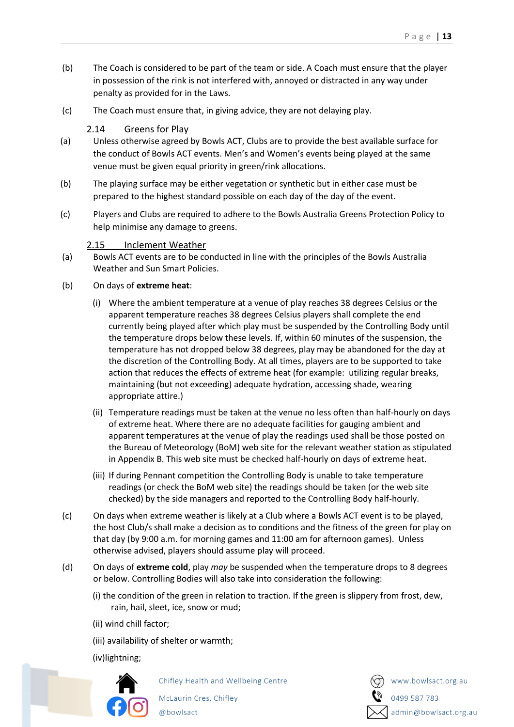(b) The Coach is considered to be part of the team or side. A Coach must ensure that the player in possession of the rink is not interfered with, annoyed or distracted in any way under penalty as provided for in the Laws.

(c) The Coach must ensure that, in giving advice, they are not delaying play.

### 2.14 Greens for Play

(a) Unless otherwise agreed by Bowls ACT, Clubs are to provide the best available surface for the conduct of Bowls ACT events. Men's and Women's events being played at the same venue must be given equal priority in green/rink allocations.

(b) The playing surface may be either vegetation or synthetic but in either case must be prepared to the highest standard possible on each day of the day of the event.

(c) Players and Clubs are required to adhere to the Bowls Australia Greens Protection Policy to help minimise any damage to greens.

### 2.15 Inclement Weather

(a) Bowls ACT events are to be conducted in line with the principles of the Bowls Australia Weather and Sun Smart Policies.

(b) On days of **extreme heat**:

(i) Where the ambient temperature at a venue of play reaches 38 degrees Celsius or the apparent temperature reaches 38 degrees Celsius players shall complete the end currently being played after which play must be suspended by the Controlling Body until the temperature drops below these levels. If, within 60 minutes of the suspension, the temperature has not dropped below 38 degrees, play may be abandoned for the day at the discretion of the Controlling Body. At all times, players are to be supported to take action that reduces the effects of extreme heat (for example: utilizing regular breaks, maintaining (but not exceeding) adequate hydration, accessing shade, wearing appropriate attire.)

(ii) Temperature readings must be taken at the venue no less often than half-hourly on days of extreme heat. Where there are no adequate facilities for gauging ambient and apparent temperatures at the venue of play the readings used shall be those posted on the Bureau of Meteorology (BoM) web site for the relevant weather station as stipulated in Appendix B. This web site must be checked half-hourly on days of extreme heat.

(iii) If during Pennant competition the Controlling Body is unable to take temperature readings (or check the BoM web site) the readings should be taken (or the web site checked) by the side managers and reported to the Controlling Body half-hourly.

(c) On days when extreme weather is likely at a Club where a Bowls ACT event is to be played, the host Club/s shall make a decision as to conditions and the fitness of the green for play on that day (by 9:00 a.m. for morning games and 11:00 am for afternoon games). Unless otherwise advised, players should assume play will proceed.

(d) On days of **extreme cold**, play *may* be suspended when the temperature drops to 8 degrees or below. Controlling Bodies will also take into consideration the following:

(i) the condition of the green in relation to traction. If the green is slippery from frost, dew, rain, hail, sleet, ice, snow or mud;

(ii) wind chill factor;

(iii) availability of shelter or warmth;

(iv)lightning;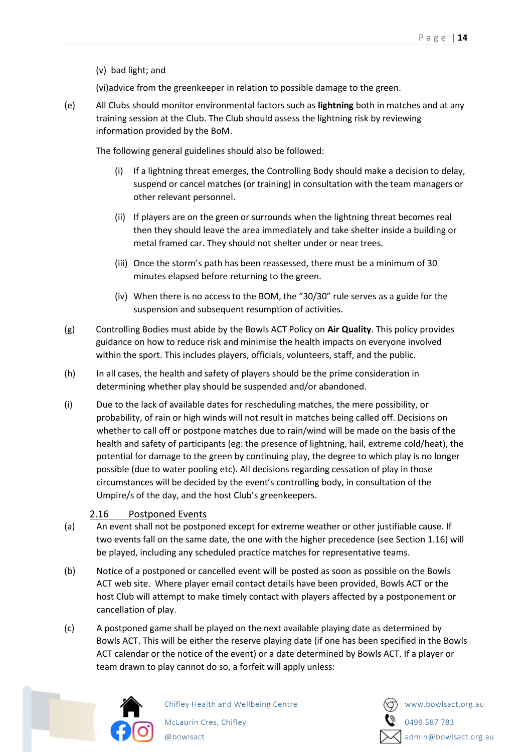(v) bad light; and

(vi)advice from the greenkeeper in relation to possible damage to the green.

(e) All Clubs should monitor environmental factors such as **lightning** both in matches and at any training session at the Club. The Club should assess the lightning risk by reviewing information provided by the BoM.

The following general guidelines should also be followed:

(i) If a lightning threat emerges, the Controlling Body should make a decision to delay, suspend or cancel matches (or training) in consultation with the team managers or other relevant personnel.

(ii) If players are on the green or surrounds when the lightning threat becomes real then they should leave the area immediately and take shelter inside a building or metal framed car. They should not shelter under or near trees.

(iii) Once the storm's path has been reassessed, there must be a minimum of 30 minutes elapsed before returning to the green.

(iv) When there is no access to the BOM, the "30/30" rule serves as a guide for the suspension and subsequent resumption of activities.

(g) Controlling Bodies must abide by the Bowls ACT Policy on **Air Quality**. This policy provides guidance on how to reduce risk and minimise the health impacts on everyone involved within the sport. This includes players, officials, volunteers, staff, and the public.

(h) In all cases, the health and safety of players should be the prime consideration in determining whether play should be suspended and/or abandoned.

(i) Due to the lack of available dates for rescheduling matches, the mere possibility, or probability, of rain or high winds will not result in matches being called off. Decisions on whether to call off or postpone matches due to rain/wind will be made on the basis of the health and safety of participants (eg: the presence of lightning, hail, extreme cold/heat), the potential for damage to the green by continuing play, the degree to which play is no longer possible (due to water pooling etc). All decisions regarding cessation of play in those circumstances will be decided by the event's controlling body, in consultation of the Umpire/s of the day, and the host Club's greenkeepers.

## 2.16 Postponed Events

(a) An event shall not be postponed except for extreme weather or other justifiable cause. If two events fall on the same date, the one with the higher precedence (see Section 1.16) will be played, including any scheduled practice matches for representative teams.

(b) Notice of a postponed or cancelled event will be posted as soon as possible on the Bowls ACT web site. Where player email contact details have been provided, Bowls ACT or the host Club will attempt to make timely contact with players affected by a postponement or cancellation of play.

(c) A postponed game shall be played on the next available playing date as determined by Bowls ACT. This will be either the reserve playing date (if one has been specified in the Bowls ACT calendar or the notice of the event) or a date determined by Bowls ACT. If a player or team drawn to play cannot do so, a forfeit will apply unless: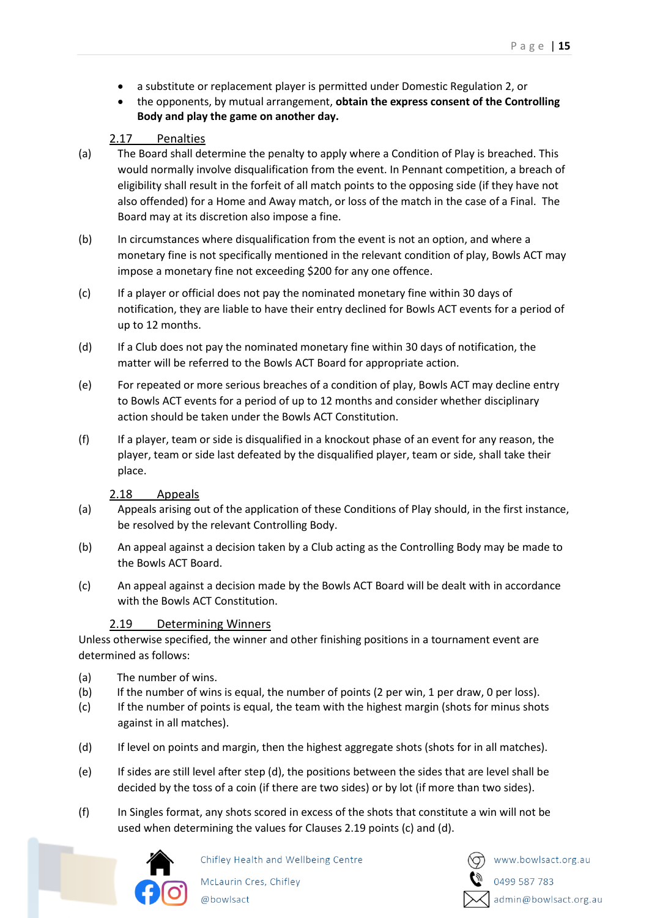- a substitute or replacement player is permitted under Domestic Regulation 2, or
- the opponents, by mutual arrangement, **obtain the express consent of the Controlling Body and play the game on another day.**

### 2.17 Penalties

(a) The Board shall determine the penalty to apply where a Condition of Play is breached. This would normally involve disqualification from the event. In Pennant competition, a breach of eligibility shall result in the forfeit of all match points to the opposing side (if they have not also offended) for a Home and Away match, or loss of the match in the case of a Final. The Board may at its discretion also impose a fine.

(b) In circumstances where disqualification from the event is not an option, and where a monetary fine is not specifically mentioned in the relevant condition of play, Bowls ACT may impose a monetary fine not exceeding $200 for any one offence.

(c) If a player or official does not pay the nominated monetary fine within 30 days of notification, they are liable to have their entry declined for Bowls ACT events for a period of up to 12 months.

(d) If a Club does not pay the nominated monetary fine within 30 days of notification, the matter will be referred to the Bowls ACT Board for appropriate action.

(e) For repeated or more serious breaches of a condition of play, Bowls ACT may decline entry to Bowls ACT events for a period of up to 12 months and consider whether disciplinary action should be taken under the Bowls ACT Constitution.

(f) If a player, team or side is disqualified in a knockout phase of an event for any reason, the player, team or side last defeated by the disqualified player, team or side, shall take their place.

### 2.18 Appeals

(a) Appeals arising out of the application of these Conditions of Play should, in the first instance, be resolved by the relevant Controlling Body.

(b) An appeal against a decision taken by a Club acting as the Controlling Body may be made to the Bowls ACT Board.

(c) An appeal against a decision made by the Bowls ACT Board will be dealt with in accordance with the Bowls ACT Constitution.

### 2.19 Determining Winners

Unless otherwise specified, the winner and other finishing positions in a tournament event are determined as follows:

(a) The number of wins.

(b) If the number of wins is equal, the number of points (2 per win, 1 per draw, 0 per loss).

(c) If the number of points is equal, the team with the highest margin (shots for minus shots against in all matches).

(d) If level on points and margin, then the highest aggregate shots (shots for in all matches).

(e) If sides are still level after step (d), the positions between the sides that are level shall be decided by the toss of a coin (if there are two sides) or by lot (if more than two sides).

(f) In Singles format, any shots scored in excess of the shots that constitute a win will not be used when determining the values for Clauses 2.19 points (c) and (d).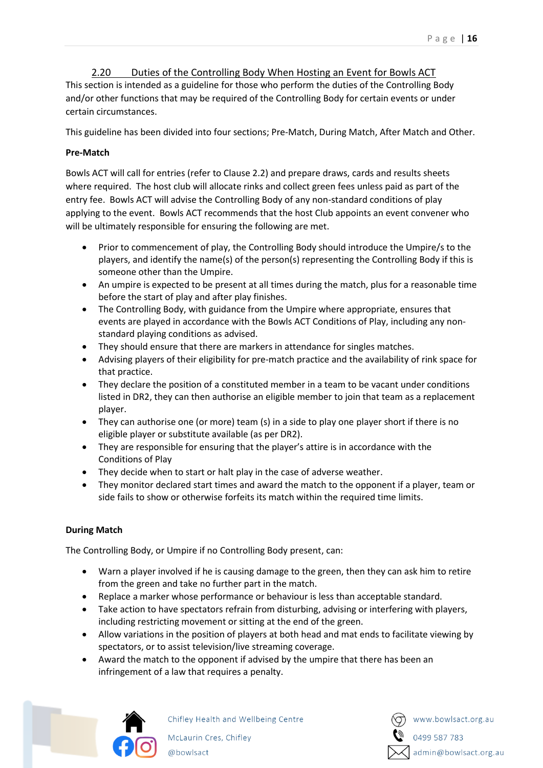## 2.20 Duties of the Controlling Body When Hosting an Event for Bowls ACT

This section is intended as a guideline for those who perform the duties of the Controlling Body and/or other functions that may be required of the Controlling Body for certain events or under certain circumstances.

This guideline has been divided into four sections; Pre-Match, During Match, After Match and Other.

**Pre-Match**

Bowls ACT will call for entries (refer to Clause 2.2) and prepare draws, cards and results sheets where required. The host club will allocate rinks and collect green fees unless paid as part of the entry fee. Bowls ACT will advise the Controlling Body of any non-standard conditions of play applying to the event. Bowls ACT recommends that the host Club appoints an event convener who will be ultimately responsible for ensuring the following are met.

- Prior to commencement of play, the Controlling Body should introduce the Umpire/s to the players, and identify the name(s) of the person(s) representing the Controlling Body if this is someone other than the Umpire.
- An umpire is expected to be present at all times during the match, plus for a reasonable time before the start of play and after play finishes.
- The Controlling Body, with guidance from the Umpire where appropriate, ensures that events are played in accordance with the Bowls ACT Conditions of Play, including any non-standard playing conditions as advised.
- They should ensure that there are markers in attendance for singles matches.
- Advising players of their eligibility for pre-match practice and the availability of rink space for that practice.
- They declare the position of a constituted member in a team to be vacant under conditions listed in DR2, they can then authorise an eligible member to join that team as a replacement player.
- They can authorise one (or more) team (s) in a side to play one player short if there is no eligible player or substitute available (as per DR2).
- They are responsible for ensuring that the player's attire is in accordance with the Conditions of Play
- They decide when to start or halt play in the case of adverse weather.
- They monitor declared start times and award the match to the opponent if a player, team or side fails to show or otherwise forfeits its match within the required time limits.

**During Match**

The Controlling Body, or Umpire if no Controlling Body present, can:

- Warn a player involved if he is causing damage to the green, then they can ask him to retire from the green and take no further part in the match.
- Replace a marker whose performance or behaviour is less than acceptable standard.
- Take action to have spectators refrain from disturbing, advising or interfering with players, including restricting movement or sitting at the end of the green.
- Allow variations in the position of players at both head and mat ends to facilitate viewing by spectators, or to assist television/live streaming coverage.
- Award the match to the opponent if advised by the umpire that there has been an infringement of a law that requires a penalty.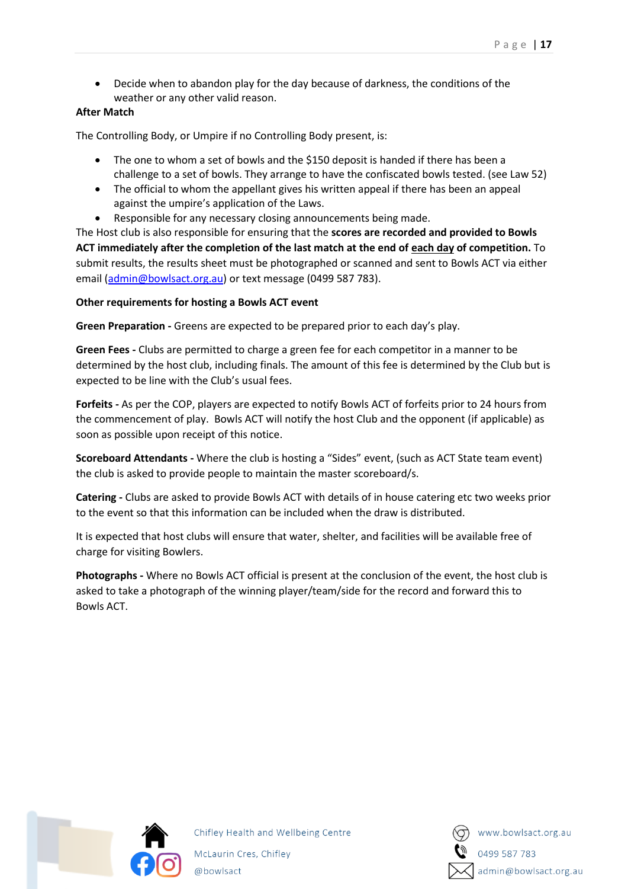- Decide when to abandon play for the day because of darkness, the conditions of the weather or any other valid reason.

**After Match**

The Controlling Body, or Umpire if no Controlling Body present, is:

- The one to whom a set of bowls and the $150 deposit is handed if there has been a challenge to a set of bowls. They arrange to have the confiscated bowls tested. (see Law 52)
- The official to whom the appellant gives his written appeal if there has been an appeal against the umpire's application of the Laws.
- Responsible for any necessary closing announcements being made.

The Host club is also responsible for ensuring that the **scores are recorded and provided to Bowls ACT immediately after the completion of the last match at the end of each day of competition.** To submit results, the results sheet must be photographed or scanned and sent to Bowls ACT via either email (admin@bowlsact.org.au) or text message (0499 587 783).

**Other requirements for hosting a Bowls ACT event**

**Green Preparation -** Greens are expected to be prepared prior to each day's play.

**Green Fees -** Clubs are permitted to charge a green fee for each competitor in a manner to be determined by the host club, including finals. The amount of this fee is determined by the Club but is expected to be line with the Club's usual fees.

**Forfeits -** As per the COP, players are expected to notify Bowls ACT of forfeits prior to 24 hours from the commencement of play. Bowls ACT will notify the host Club and the opponent (if applicable) as soon as possible upon receipt of this notice.

**Scoreboard Attendants -** Where the club is hosting a "Sides" event, (such as ACT State team event) the club is asked to provide people to maintain the master scoreboard/s.

**Catering -** Clubs are asked to provide Bowls ACT with details of in house catering etc two weeks prior to the event so that this information can be included when the draw is distributed.

It is expected that host clubs will ensure that water, shelter, and facilities will be available free of charge for visiting Bowlers.

**Photographs -** Where no Bowls ACT official is present at the conclusion of the event, the host club is asked to take a photograph of the winning player/team/side for the record and forward this to Bowls ACT.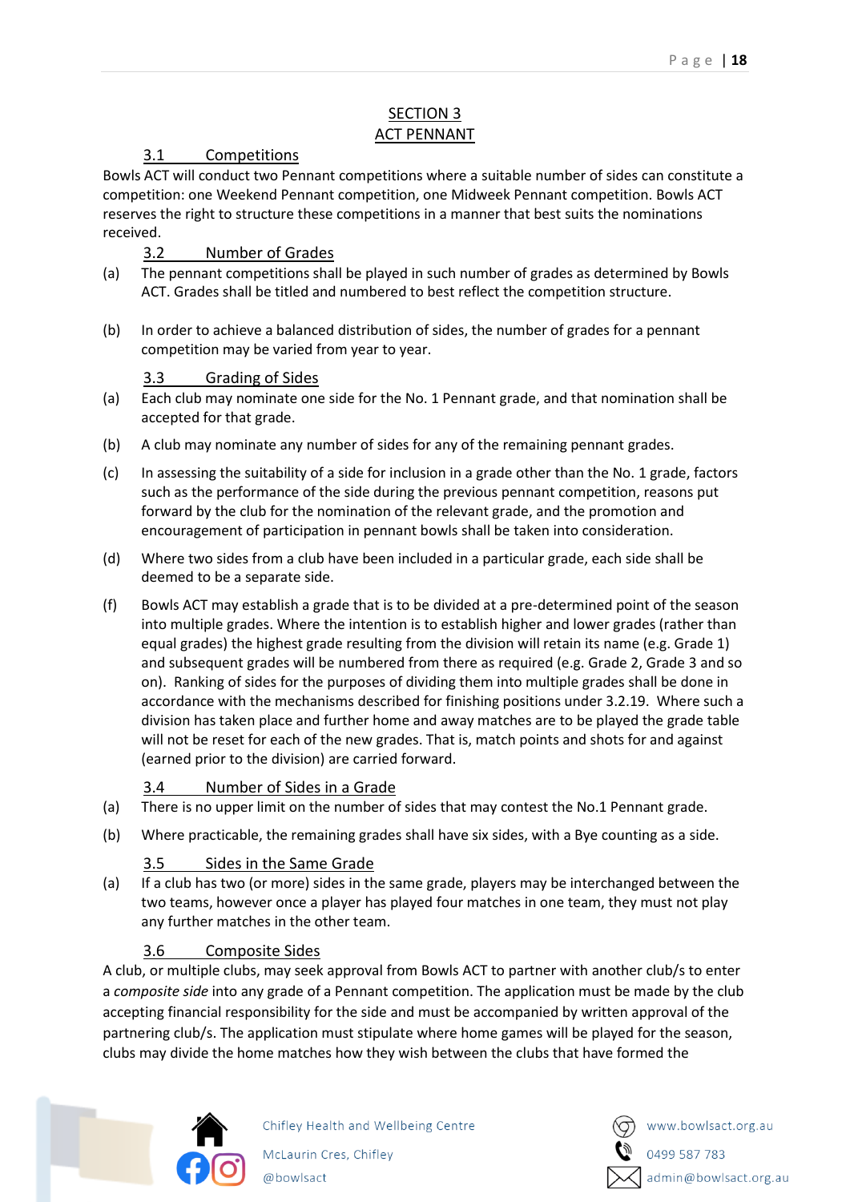## SECTION 3
## ACT PENNANT

### 3.1 Competitions

Bowls ACT will conduct two Pennant competitions where a suitable number of sides can constitute a competition: one Weekend Pennant competition, one Midweek Pennant competition. Bowls ACT reserves the right to structure these competitions in a manner that best suits the nominations received.

### 3.2 Number of Grades

(a) The pennant competitions shall be played in such number of grades as determined by Bowls ACT. Grades shall be titled and numbered to best reflect the competition structure.

(b) In order to achieve a balanced distribution of sides, the number of grades for a pennant competition may be varied from year to year.

### 3.3 Grading of Sides

(a) Each club may nominate one side for the No. 1 Pennant grade, and that nomination shall be accepted for that grade.

(b) A club may nominate any number of sides for any of the remaining pennant grades.

(c) In assessing the suitability of a side for inclusion in a grade other than the No. 1 grade, factors such as the performance of the side during the previous pennant competition, reasons put forward by the club for the nomination of the relevant grade, and the promotion and encouragement of participation in pennant bowls shall be taken into consideration.

(d) Where two sides from a club have been included in a particular grade, each side shall be deemed to be a separate side.

(f) Bowls ACT may establish a grade that is to be divided at a pre-determined point of the season into multiple grades. Where the intention is to establish higher and lower grades (rather than equal grades) the highest grade resulting from the division will retain its name (e.g. Grade 1) and subsequent grades will be numbered from there as required (e.g. Grade 2, Grade 3 and so on). Ranking of sides for the purposes of dividing them into multiple grades shall be done in accordance with the mechanisms described for finishing positions under 3.2.19. Where such a division has taken place and further home and away matches are to be played the grade table will not be reset for each of the new grades. That is, match points and shots for and against (earned prior to the division) are carried forward.

### 3.4 Number of Sides in a Grade

(a) There is no upper limit on the number of sides that may contest the No.1 Pennant grade.

(b) Where practicable, the remaining grades shall have six sides, with a Bye counting as a side.

### 3.5 Sides in the Same Grade

(a) If a club has two (or more) sides in the same grade, players may be interchanged between the two teams, however once a player has played four matches in one team, they must not play any further matches in the other team.

### 3.6 Composite Sides

A club, or multiple clubs, may seek approval from Bowls ACT to partner with another club/s to enter a *composite side* into any grade of a Pennant competition. The application must be made by the club accepting financial responsibility for the side and must be accompanied by written approval of the partnering club/s. The application must stipulate where home games will be played for the season, clubs may divide the home matches how they wish between the clubs that have formed the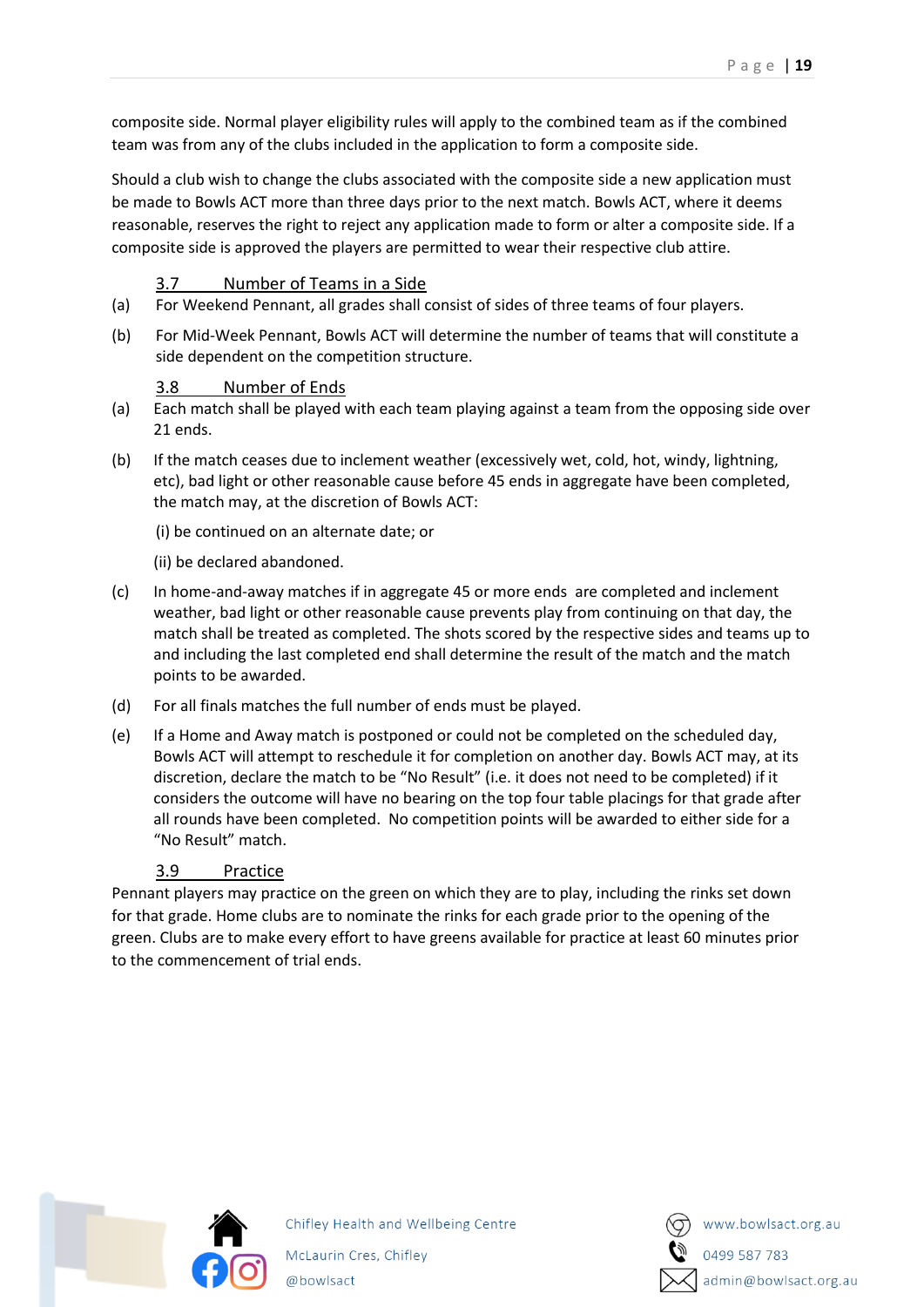composite side. Normal player eligibility rules will apply to the combined team as if the combined team was from any of the clubs included in the application to form a composite side.

Should a club wish to change the clubs associated with the composite side a new application must be made to Bowls ACT more than three days prior to the next match. Bowls ACT, where it deems reasonable, reserves the right to reject any application made to form or alter a composite side. If a composite side is approved the players are permitted to wear their respective club attire.

### 3.7 Number of Teams in a Side

(a) For Weekend Pennant, all grades shall consist of sides of three teams of four players.

(b) For Mid-Week Pennant, Bowls ACT will determine the number of teams that will constitute a side dependent on the competition structure.

### 3.8 Number of Ends

(a) Each match shall be played with each team playing against a team from the opposing side over 21 ends.

(b) If the match ceases due to inclement weather (excessively wet, cold, hot, windy, lightning, etc), bad light or other reasonable cause before 45 ends in aggregate have been completed, the match may, at the discretion of Bowls ACT:

(i) be continued on an alternate date; or

(ii) be declared abandoned.

(c) In home-and-away matches if in aggregate 45 or more ends are completed and inclement weather, bad light or other reasonable cause prevents play from continuing on that day, the match shall be treated as completed. The shots scored by the respective sides and teams up to and including the last completed end shall determine the result of the match and the match points to be awarded.

(d) For all finals matches the full number of ends must be played.

(e) If a Home and Away match is postponed or could not be completed on the scheduled day, Bowls ACT will attempt to reschedule it for completion on another day. Bowls ACT may, at its discretion, declare the match to be "No Result" (i.e. it does not need to be completed) if it considers the outcome will have no bearing on the top four table placings for that grade after all rounds have been completed. No competition points will be awarded to either side for a "No Result" match.

### 3.9 Practice

Pennant players may practice on the green on which they are to play, including the rinks set down for that grade. Home clubs are to nominate the rinks for each grade prior to the opening of the green. Clubs are to make every effort to have greens available for practice at least 60 minutes prior to the commencement of trial ends.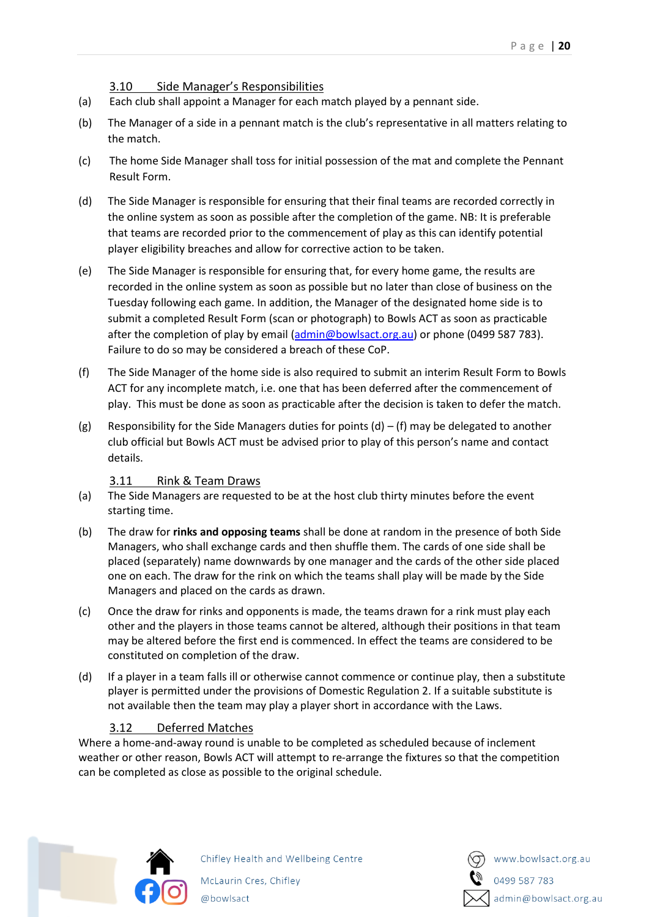### 3.10 Side Manager's Responsibilities

(a) Each club shall appoint a Manager for each match played by a pennant side.

(b) The Manager of a side in a pennant match is the club's representative in all matters relating to the match.

(c) The home Side Manager shall toss for initial possession of the mat and complete the Pennant Result Form.

(d) The Side Manager is responsible for ensuring that their final teams are recorded correctly in the online system as soon as possible after the completion of the game. NB: It is preferable that teams are recorded prior to the commencement of play as this can identify potential player eligibility breaches and allow for corrective action to be taken.

(e) The Side Manager is responsible for ensuring that, for every home game, the results are recorded in the online system as soon as possible but no later than close of business on the Tuesday following each game. In addition, the Manager of the designated home side is to submit a completed Result Form (scan or photograph) to Bowls ACT as soon as practicable after the completion of play by email (admin@bowlsact.org.au) or phone (0499 587 783). Failure to do so may be considered a breach of these CoP.

(f) The Side Manager of the home side is also required to submit an interim Result Form to Bowls ACT for any incomplete match, i.e. one that has been deferred after the commencement of play. This must be done as soon as practicable after the decision is taken to defer the match.

(g) Responsibility for the Side Managers duties for points (d) – (f) may be delegated to another club official but Bowls ACT must be advised prior to play of this person's name and contact details.

### 3.11 Rink & Team Draws

(a) The Side Managers are requested to be at the host club thirty minutes before the event starting time.

(b) The draw for **rinks and opposing teams** shall be done at random in the presence of both Side Managers, who shall exchange cards and then shuffle them. The cards of one side shall be placed (separately) name downwards by one manager and the cards of the other side placed one on each. The draw for the rink on which the teams shall play will be made by the Side Managers and placed on the cards as drawn.

(c) Once the draw for rinks and opponents is made, the teams drawn for a rink must play each other and the players in those teams cannot be altered, although their positions in that team may be altered before the first end is commenced. In effect the teams are considered to be constituted on completion of the draw.

(d) If a player in a team falls ill or otherwise cannot commence or continue play, then a substitute player is permitted under the provisions of Domestic Regulation 2. If a suitable substitute is not available then the team may play a player short in accordance with the Laws.

### 3.12 Deferred Matches

Where a home-and-away round is unable to be completed as scheduled because of inclement weather or other reason, Bowls ACT will attempt to re-arrange the fixtures so that the competition can be completed as close as possible to the original schedule.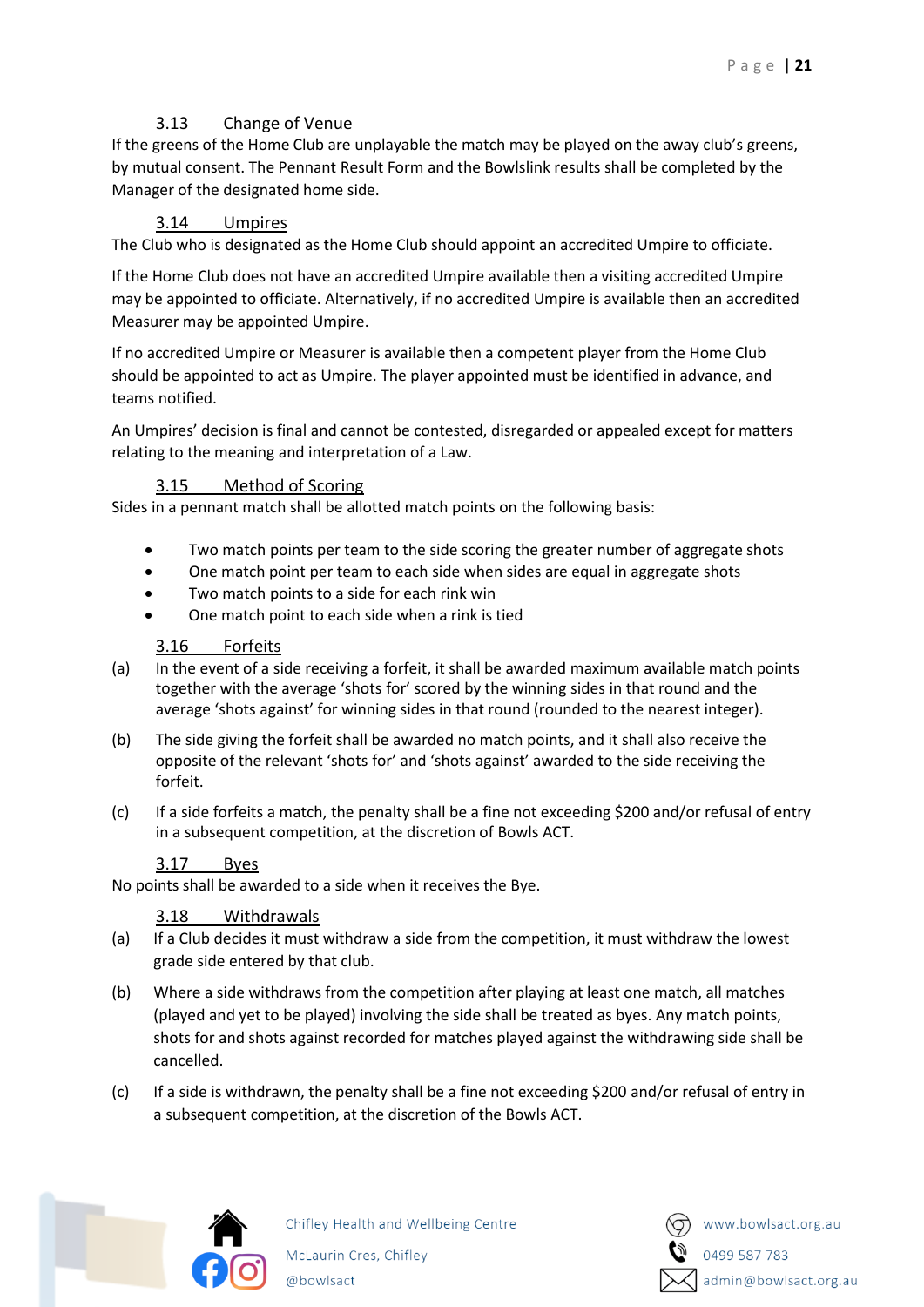### 3.13 Change of Venue

If the greens of the Home Club are unplayable the match may be played on the away club's greens, by mutual consent. The Pennant Result Form and the Bowlslink results shall be completed by the Manager of the designated home side.

### 3.14 Umpires

The Club who is designated as the Home Club should appoint an accredited Umpire to officiate.

If the Home Club does not have an accredited Umpire available then a visiting accredited Umpire may be appointed to officiate. Alternatively, if no accredited Umpire is available then an accredited Measurer may be appointed Umpire.

If no accredited Umpire or Measurer is available then a competent player from the Home Club should be appointed to act as Umpire. The player appointed must be identified in advance, and teams notified.

An Umpires' decision is final and cannot be contested, disregarded or appealed except for matters relating to the meaning and interpretation of a Law.

### 3.15 Method of Scoring

Sides in a pennant match shall be allotted match points on the following basis:

- Two match points per team to the side scoring the greater number of aggregate shots
- One match point per team to each side when sides are equal in aggregate shots
- Two match points to a side for each rink win
- One match point to each side when a rink is tied

### 3.16 Forfeits

(a) In the event of a side receiving a forfeit, it shall be awarded maximum available match points together with the average 'shots for' scored by the winning sides in that round and the average 'shots against' for winning sides in that round (rounded to the nearest integer).

(b) The side giving the forfeit shall be awarded no match points, and it shall also receive the opposite of the relevant 'shots for' and 'shots against' awarded to the side receiving the forfeit.

(c) If a side forfeits a match, the penalty shall be a fine not exceeding $200 and/or refusal of entry in a subsequent competition, at the discretion of Bowls ACT.

### 3.17 Byes

No points shall be awarded to a side when it receives the Bye.

### 3.18 Withdrawals

(a) If a Club decides it must withdraw a side from the competition, it must withdraw the lowest grade side entered by that club.

(b) Where a side withdraws from the competition after playing at least one match, all matches (played and yet to be played) involving the side shall be treated as byes. Any match points, shots for and shots against recorded for matches played against the withdrawing side shall be cancelled.

(c) If a side is withdrawn, the penalty shall be a fine not exceeding $200 and/or refusal of entry in a subsequent competition, at the discretion of the Bowls ACT.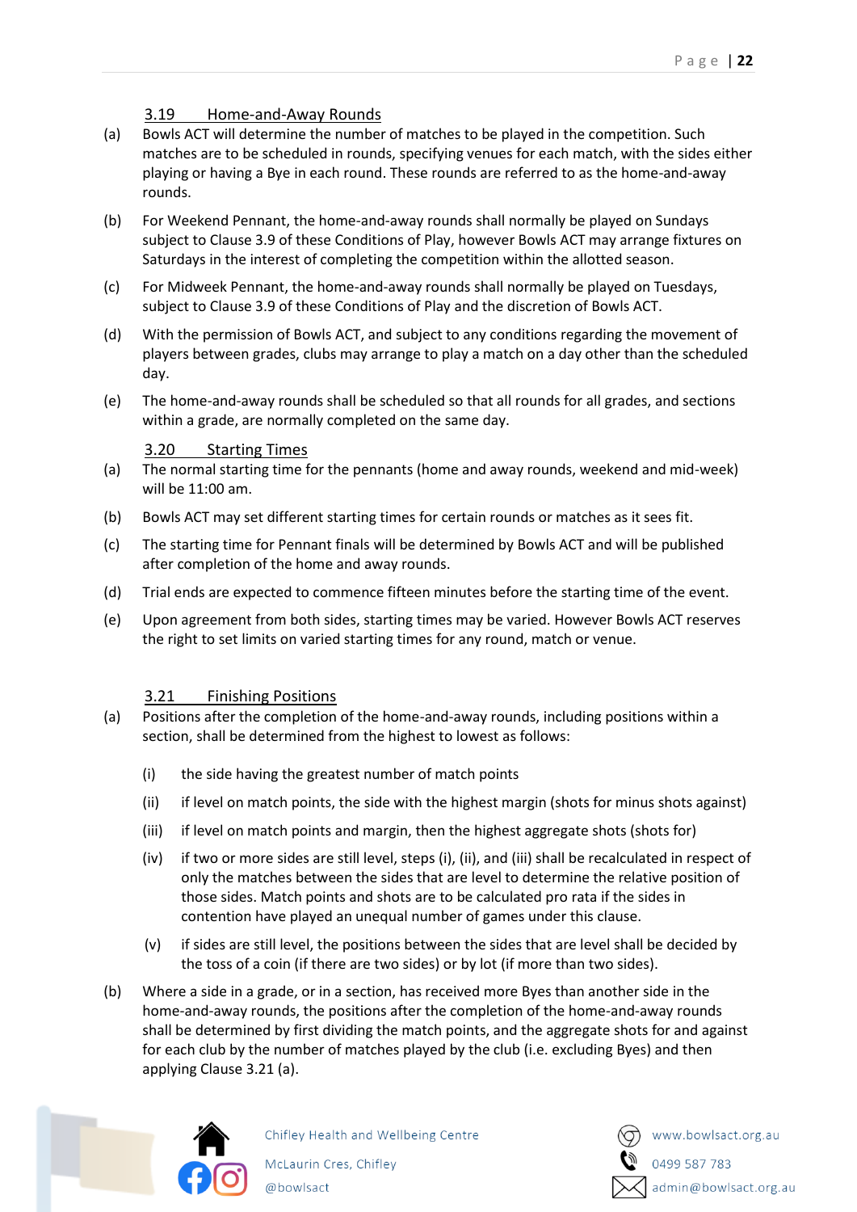### 3.19 Home-and-Away Rounds

(a) Bowls ACT will determine the number of matches to be played in the competition. Such matches are to be scheduled in rounds, specifying venues for each match, with the sides either playing or having a Bye in each round. These rounds are referred to as the home-and-away rounds.

(b) For Weekend Pennant, the home-and-away rounds shall normally be played on Sundays subject to Clause 3.9 of these Conditions of Play, however Bowls ACT may arrange fixtures on Saturdays in the interest of completing the competition within the allotted season.

(c) For Midweek Pennant, the home-and-away rounds shall normally be played on Tuesdays, subject to Clause 3.9 of these Conditions of Play and the discretion of Bowls ACT.

(d) With the permission of Bowls ACT, and subject to any conditions regarding the movement of players between grades, clubs may arrange to play a match on a day other than the scheduled day.

(e) The home-and-away rounds shall be scheduled so that all rounds for all grades, and sections within a grade, are normally completed on the same day.

### 3.20 Starting Times

(a) The normal starting time for the pennants (home and away rounds, weekend and mid-week) will be 11:00 am.

(b) Bowls ACT may set different starting times for certain rounds or matches as it sees fit.

(c) The starting time for Pennant finals will be determined by Bowls ACT and will be published after completion of the home and away rounds.

(d) Trial ends are expected to commence fifteen minutes before the starting time of the event.

(e) Upon agreement from both sides, starting times may be varied. However Bowls ACT reserves the right to set limits on varied starting times for any round, match or venue.

### 3.21 Finishing Positions

(a) Positions after the completion of the home-and-away rounds, including positions within a section, shall be determined from the highest to lowest as follows:

  (i) the side having the greatest number of match points

  (ii) if level on match points, the side with the highest margin (shots for minus shots against)

  (iii) if level on match points and margin, then the highest aggregate shots (shots for)

  (iv) if two or more sides are still level, steps (i), (ii), and (iii) shall be recalculated in respect of only the matches between the sides that are level to determine the relative position of those sides. Match points and shots are to be calculated pro rata if the sides in contention have played an unequal number of games under this clause.

  (v) if sides are still level, the positions between the sides that are level shall be decided by the toss of a coin (if there are two sides) or by lot (if more than two sides).

(b) Where a side in a grade, or in a section, has received more Byes than another side in the home-and-away rounds, the positions after the completion of the home-and-away rounds shall be determined by first dividing the match points, and the aggregate shots for and against for each club by the number of matches played by the club (i.e. excluding Byes) and then applying Clause 3.21 (a).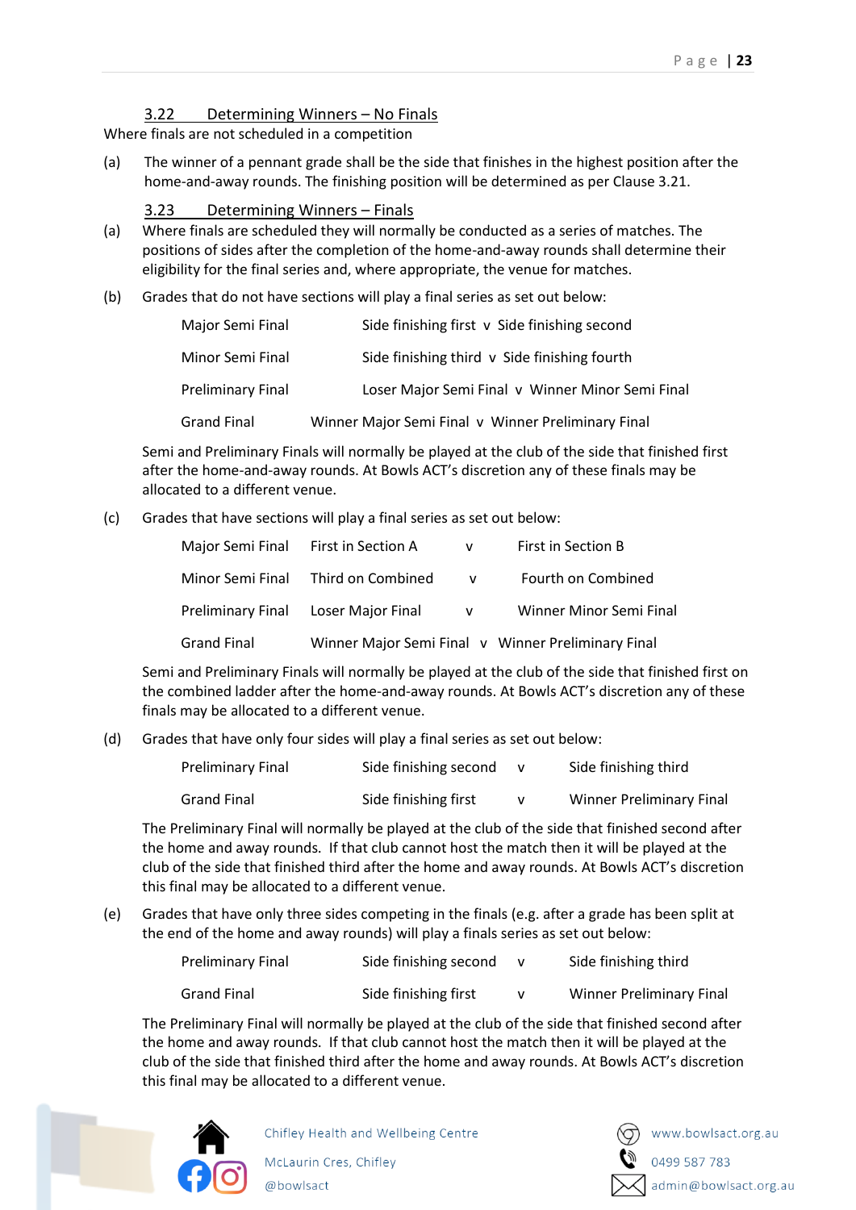### 3.22 Determining Winners – No Finals

Where finals are not scheduled in a competition

(a) The winner of a pennant grade shall be the side that finishes in the highest position after the home-and-away rounds. The finishing position will be determined as per Clause 3.21.

### 3.23 Determining Winners – Finals

(a) Where finals are scheduled they will normally be conducted as a series of matches. The positions of sides after the completion of the home-and-away rounds shall determine their eligibility for the final series and, where appropriate, the venue for matches.

(b) Grades that do not have sections will play a final series as set out below:

| | |
|---|---|
| Major Semi Final | Side finishing first v Side finishing second |
| Minor Semi Final | Side finishing third v Side finishing fourth |
| Preliminary Final | Loser Major Semi Final v Winner Minor Semi Final |
| Grand Final | Winner Major Semi Final v Winner Preliminary Final |

Semi and Preliminary Finals will normally be played at the club of the side that finished first after the home-and-away rounds. At Bowls ACT's discretion any of these finals may be allocated to a different venue.

(c) Grades that have sections will play a final series as set out below:

| | | | |
|---|---|---|---|
| Major Semi Final | First in Section A | v | First in Section B |
| Minor Semi Final | Third on Combined | v | Fourth on Combined |
| Preliminary Final | Loser Major Final | v | Winner Minor Semi Final |
| Grand Final | Winner Major Semi Final | v | Winner Preliminary Final |

Semi and Preliminary Finals will normally be played at the club of the side that finished first on the combined ladder after the home-and-away rounds. At Bowls ACT's discretion any of these finals may be allocated to a different venue.

(d) Grades that have only four sides will play a final series as set out below:

| | | | |
|---|---|---|---|
| Preliminary Final | Side finishing second | v | Side finishing third |
| Grand Final | Side finishing first | v | Winner Preliminary Final |

The Preliminary Final will normally be played at the club of the side that finished second after the home and away rounds. If that club cannot host the match then it will be played at the club of the side that finished third after the home and away rounds. At Bowls ACT's discretion this final may be allocated to a different venue.

(e) Grades that have only three sides competing in the finals (e.g. after a grade has been split at the end of the home and away rounds) will play a finals series as set out below:

| | | | |
|---|---|---|---|
| Preliminary Final | Side finishing second | v | Side finishing third |
| Grand Final | Side finishing first | v | Winner Preliminary Final |

The Preliminary Final will normally be played at the club of the side that finished second after the home and away rounds. If that club cannot host the match then it will be played at the club of the side that finished third after the home and away rounds. At Bowls ACT's discretion this final may be allocated to a different venue.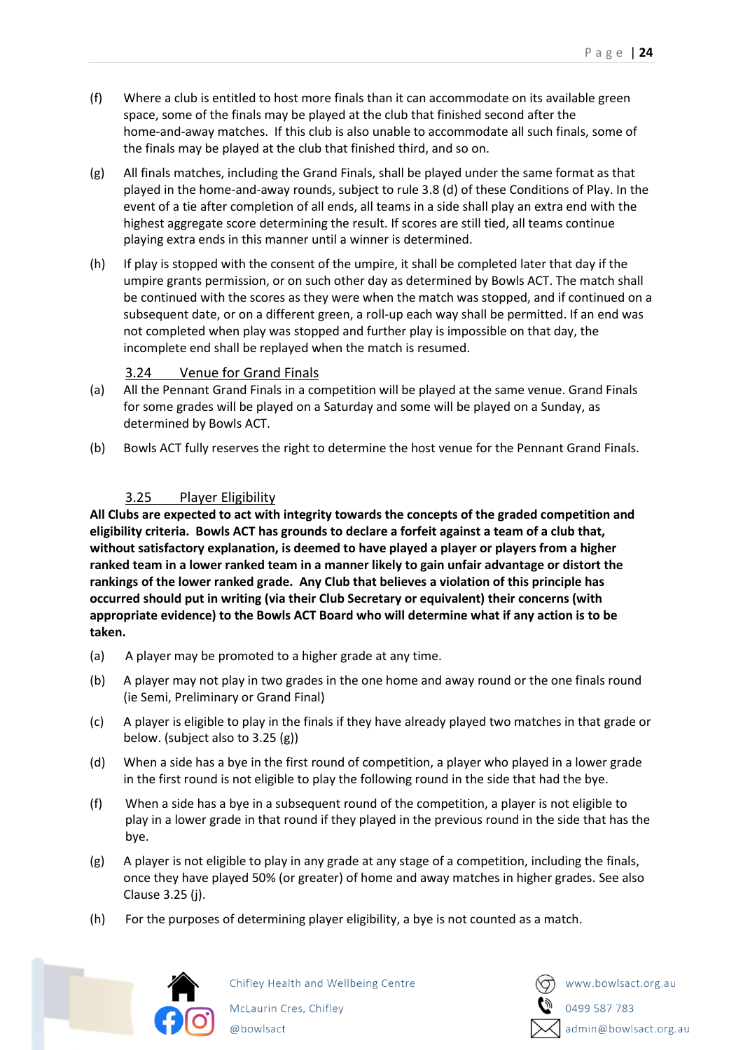(f) Where a club is entitled to host more finals than it can accommodate on its available green space, some of the finals may be played at the club that finished second after the home-and-away matches. If this club is also unable to accommodate all such finals, some of the finals may be played at the club that finished third, and so on.

(g) All finals matches, including the Grand Finals, shall be played under the same format as that played in the home-and-away rounds, subject to rule 3.8 (d) of these Conditions of Play. In the event of a tie after completion of all ends, all teams in a side shall play an extra end with the highest aggregate score determining the result. If scores are still tied, all teams continue playing extra ends in this manner until a winner is determined.

(h) If play is stopped with the consent of the umpire, it shall be completed later that day if the umpire grants permission, or on such other day as determined by Bowls ACT. The match shall be continued with the scores as they were when the match was stopped, and if continued on a subsequent date, or on a different green, a roll-up each way shall be permitted. If an end was not completed when play was stopped and further play is impossible on that day, the incomplete end shall be replayed when the match is resumed.

### 3.24 Venue for Grand Finals

(a) All the Pennant Grand Finals in a competition will be played at the same venue. Grand Finals for some grades will be played on a Saturday and some will be played on a Sunday, as determined by Bowls ACT.

(b) Bowls ACT fully reserves the right to determine the host venue for the Pennant Grand Finals.

### 3.25 Player Eligibility

**All Clubs are expected to act with integrity towards the concepts of the graded competition and eligibility criteria. Bowls ACT has grounds to declare a forfeit against a team of a club that, without satisfactory explanation, is deemed to have played a player or players from a higher ranked team in a lower ranked team in a manner likely to gain unfair advantage or distort the rankings of the lower ranked grade. Any Club that believes a violation of this principle has occurred should put in writing (via their Club Secretary or equivalent) their concerns (with appropriate evidence) to the Bowls ACT Board who will determine what if any action is to be taken.**

(a) A player may be promoted to a higher grade at any time.

(b) A player may not play in two grades in the one home and away round or the one finals round (ie Semi, Preliminary or Grand Final)

(c) A player is eligible to play in the finals if they have already played two matches in that grade or below. (subject also to 3.25 (g))

(d) When a side has a bye in the first round of competition, a player who played in a lower grade in the first round is not eligible to play the following round in the side that had the bye.

(f) When a side has a bye in a subsequent round of the competition, a player is not eligible to play in a lower grade in that round if they played in the previous round in the side that has the bye.

(g) A player is not eligible to play in any grade at any stage of a competition, including the finals, once they have played 50% (or greater) of home and away matches in higher grades. See also Clause 3.25 (j).

(h) For the purposes of determining player eligibility, a bye is not counted as a match.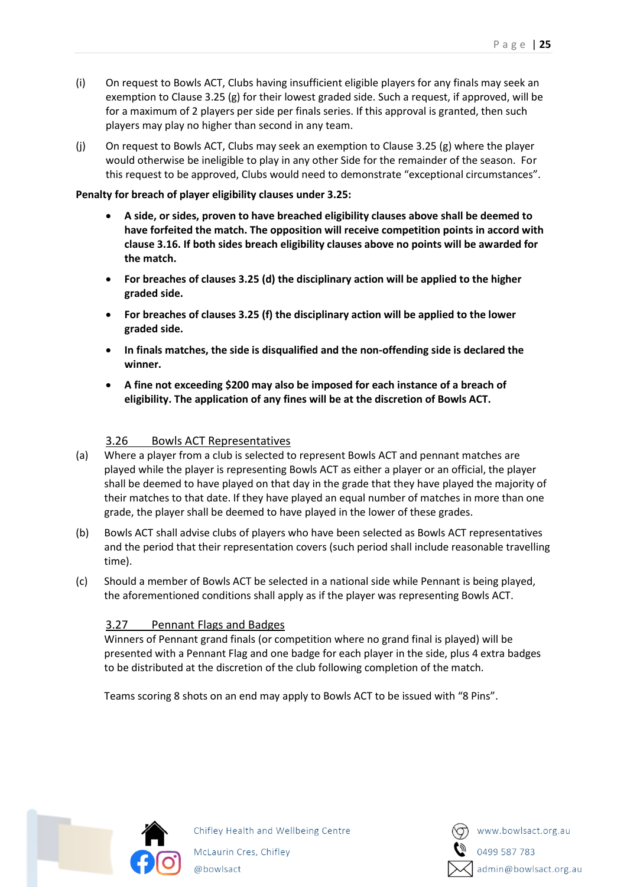(i) On request to Bowls ACT, Clubs having insufficient eligible players for any finals may seek an exemption to Clause 3.25 (g) for their lowest graded side. Such a request, if approved, will be for a maximum of 2 players per side per finals series. If this approval is granted, then such players may play no higher than second in any team.

(j) On request to Bowls ACT, Clubs may seek an exemption to Clause 3.25 (g) where the player would otherwise be ineligible to play in any other Side for the remainder of the season. For this request to be approved, Clubs would need to demonstrate "exceptional circumstances".

**Penalty for breach of player eligibility clauses under 3.25:**

- **A side, or sides, proven to have breached eligibility clauses above shall be deemed to have forfeited the match. The opposition will receive competition points in accord with clause 3.16. If both sides breach eligibility clauses above no points will be awarded for the match.**
- **For breaches of clauses 3.25 (d) the disciplinary action will be applied to the higher graded side.**
- **For breaches of clauses 3.25 (f) the disciplinary action will be applied to the lower graded side.**
- **In finals matches, the side is disqualified and the non-offending side is declared the winner.**
- **A fine not exceeding $200 may also be imposed for each instance of a breach of eligibility. The application of any fines will be at the discretion of Bowls ACT.**

### 3.26 Bowls ACT Representatives

(a) Where a player from a club is selected to represent Bowls ACT and pennant matches are played while the player is representing Bowls ACT as either a player or an official, the player shall be deemed to have played on that day in the grade that they have played the majority of their matches to that date. If they have played an equal number of matches in more than one grade, the player shall be deemed to have played in the lower of these grades.

(b) Bowls ACT shall advise clubs of players who have been selected as Bowls ACT representatives and the period that their representation covers (such period shall include reasonable travelling time).

(c) Should a member of Bowls ACT be selected in a national side while Pennant is being played, the aforementioned conditions shall apply as if the player was representing Bowls ACT.

### 3.27 Pennant Flags and Badges

Winners of Pennant grand finals (or competition where no grand final is played) will be presented with a Pennant Flag and one badge for each player in the side, plus 4 extra badges to be distributed at the discretion of the club following completion of the match.

Teams scoring 8 shots on an end may apply to Bowls ACT to be issued with "8 Pins".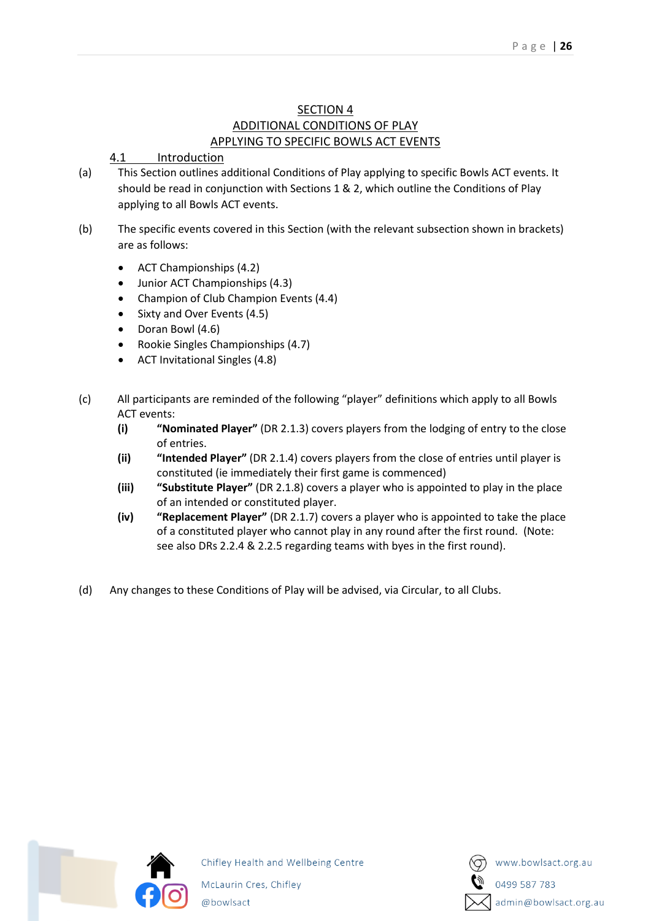# SECTION 4
# ADDITIONAL CONDITIONS OF PLAY
# APPLYING TO SPECIFIC BOWLS ACT EVENTS

## 4.1 Introduction

(a) This Section outlines additional Conditions of Play applying to specific Bowls ACT events. It should be read in conjunction with Sections 1 & 2, which outline the Conditions of Play applying to all Bowls ACT events.

(b) The specific events covered in this Section (with the relevant subsection shown in brackets) are as follows:

- ACT Championships (4.2)
- Junior ACT Championships (4.3)
- Champion of Club Champion Events (4.4)
- Sixty and Over Events (4.5)
- Doran Bowl (4.6)
- Rookie Singles Championships (4.7)
- ACT Invitational Singles (4.8)

(c) All participants are reminded of the following "player" definitions which apply to all Bowls ACT events:

**(i)** **"Nominated Player"** (DR 2.1.3) covers players from the lodging of entry to the close of entries.

**(ii)** **"Intended Player"** (DR 2.1.4) covers players from the close of entries until player is constituted (ie immediately their first game is commenced)

**(iii)** **"Substitute Player"** (DR 2.1.8) covers a player who is appointed to play in the place of an intended or constituted player.

**(iv)** **"Replacement Player"** (DR 2.1.7) covers a player who is appointed to take the place of a constituted player who cannot play in any round after the first round. (Note: see also DRs 2.2.4 & 2.2.5 regarding teams with byes in the first round).

(d) Any changes to these Conditions of Play will be advised, via Circular, to all Clubs.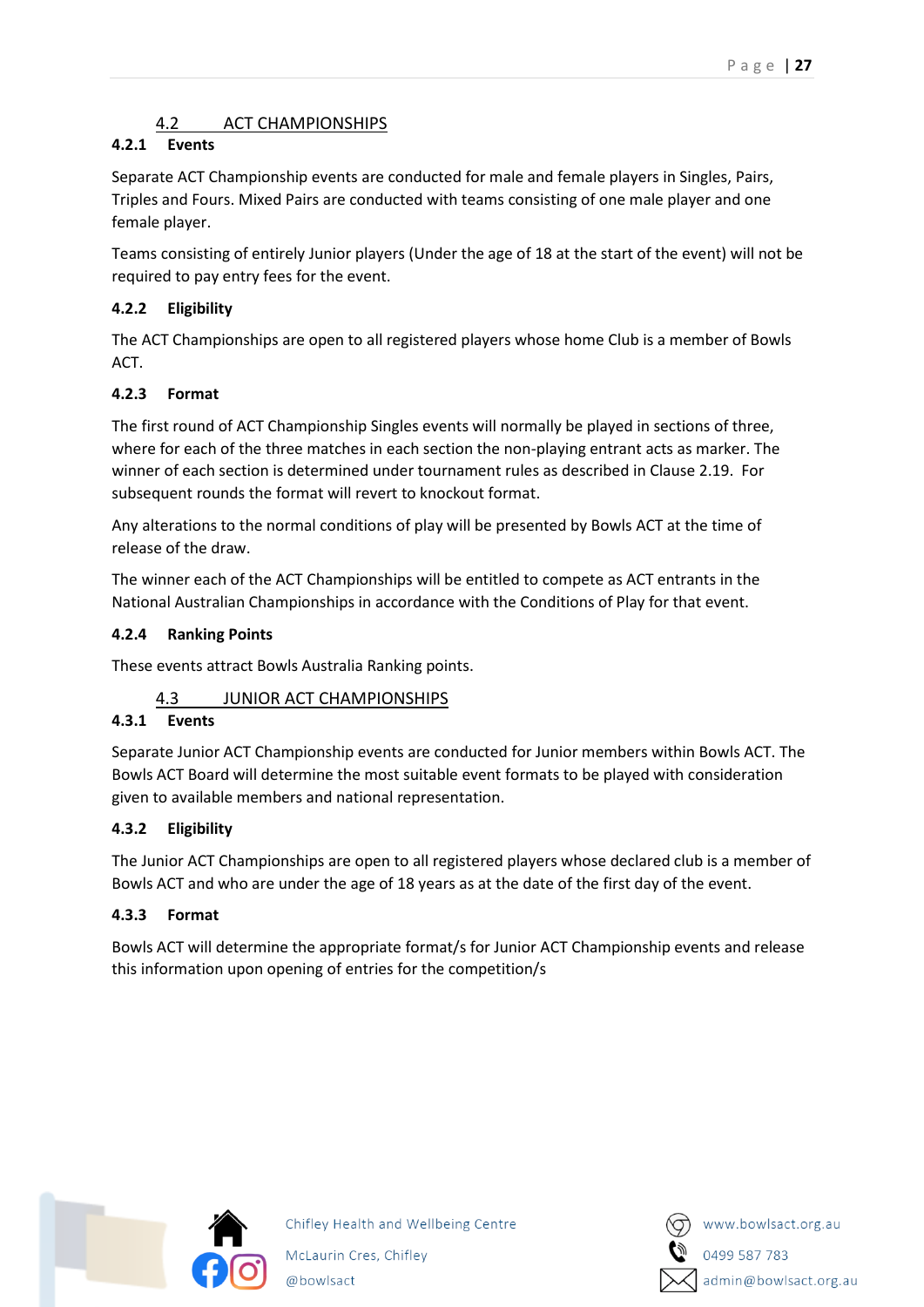## 4.2 ACT CHAMPIONSHIPS

### 4.2.1 Events

Separate ACT Championship events are conducted for male and female players in Singles, Pairs, Triples and Fours. Mixed Pairs are conducted with teams consisting of one male player and one female player.

Teams consisting of entirely Junior players (Under the age of 18 at the start of the event) will not be required to pay entry fees for the event.

### 4.2.2 Eligibility

The ACT Championships are open to all registered players whose home Club is a member of Bowls ACT.

### 4.2.3 Format

The first round of ACT Championship Singles events will normally be played in sections of three, where for each of the three matches in each section the non-playing entrant acts as marker. The winner of each section is determined under tournament rules as described in Clause 2.19. For subsequent rounds the format will revert to knockout format.

Any alterations to the normal conditions of play will be presented by Bowls ACT at the time of release of the draw.

The winner each of the ACT Championships will be entitled to compete as ACT entrants in the National Australian Championships in accordance with the Conditions of Play for that event.

### 4.2.4 Ranking Points

These events attract Bowls Australia Ranking points.

## 4.3 JUNIOR ACT CHAMPIONSHIPS

### 4.3.1 Events

Separate Junior ACT Championship events are conducted for Junior members within Bowls ACT. The Bowls ACT Board will determine the most suitable event formats to be played with consideration given to available members and national representation.

### 4.3.2 Eligibility

The Junior ACT Championships are open to all registered players whose declared club is a member of Bowls ACT and who are under the age of 18 years as at the date of the first day of the event.

### 4.3.3 Format

Bowls ACT will determine the appropriate format/s for Junior ACT Championship events and release this information upon opening of entries for the competition/s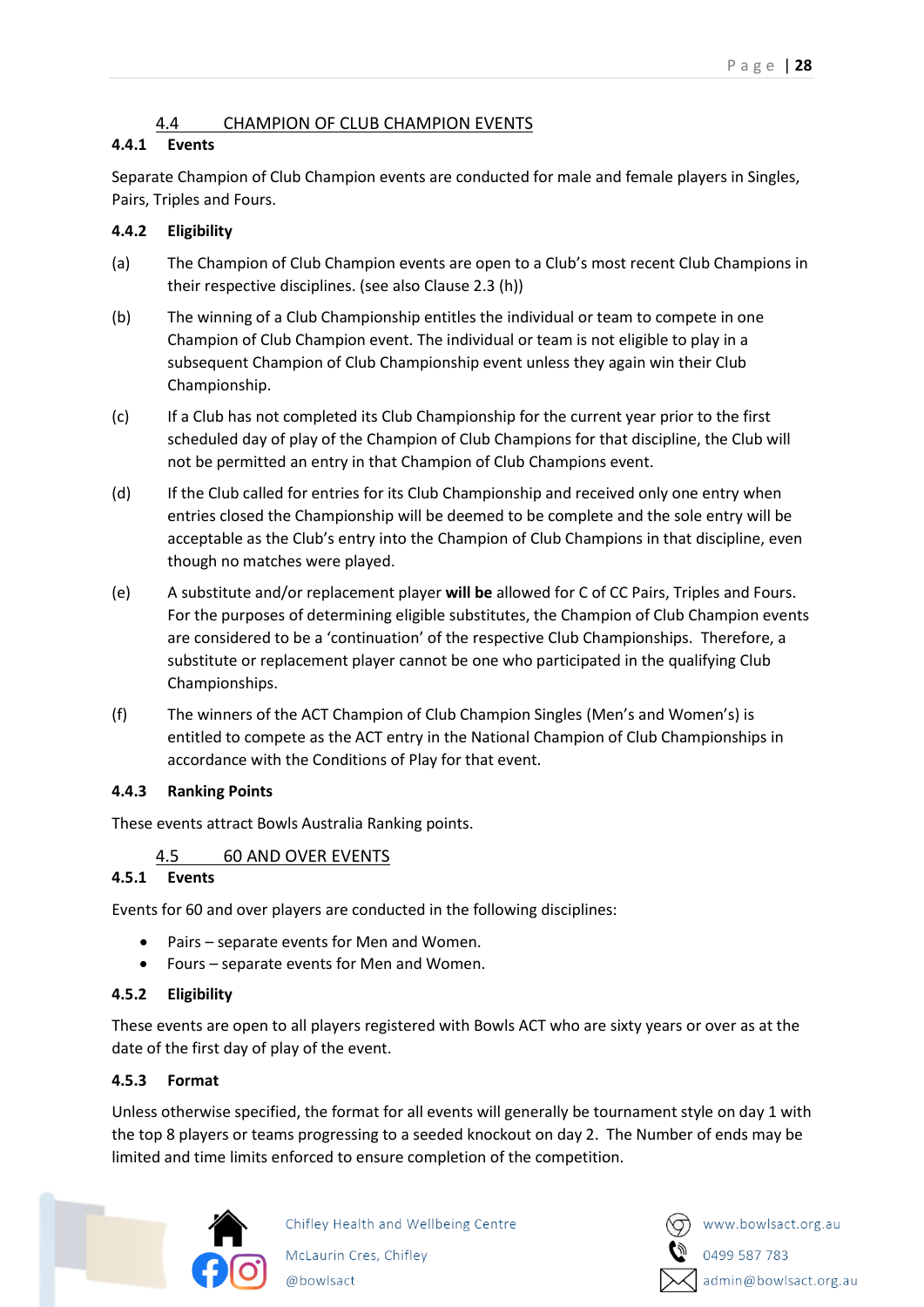## 4.4 CHAMPION OF CLUB CHAMPION EVENTS

### 4.4.1 Events

Separate Champion of Club Champion events are conducted for male and female players in Singles, Pairs, Triples and Fours.

### 4.4.2 Eligibility

(a) The Champion of Club Champion events are open to a Club's most recent Club Champions in their respective disciplines. (see also Clause 2.3 (h))

(b) The winning of a Club Championship entitles the individual or team to compete in one Champion of Club Champion event. The individual or team is not eligible to play in a subsequent Champion of Club Championship event unless they again win their Club Championship.

(c) If a Club has not completed its Club Championship for the current year prior to the first scheduled day of play of the Champion of Club Champions for that discipline, the Club will not be permitted an entry in that Champion of Club Champions event.

(d) If the Club called for entries for its Club Championship and received only one entry when entries closed the Championship will be deemed to be complete and the sole entry will be acceptable as the Club's entry into the Champion of Club Champions in that discipline, even though no matches were played.

(e) A substitute and/or replacement player **will be** allowed for C of CC Pairs, Triples and Fours. For the purposes of determining eligible substitutes, the Champion of Club Champion events are considered to be a 'continuation' of the respective Club Championships. Therefore, a substitute or replacement player cannot be one who participated in the qualifying Club Championships.

(f) The winners of the ACT Champion of Club Champion Singles (Men's and Women's) is entitled to compete as the ACT entry in the National Champion of Club Championships in accordance with the Conditions of Play for that event.

### 4.4.3 Ranking Points

These events attract Bowls Australia Ranking points.

## 4.5 60 AND OVER EVENTS

### 4.5.1 Events

Events for 60 and over players are conducted in the following disciplines:

- Pairs – separate events for Men and Women.
- Fours – separate events for Men and Women.

### 4.5.2 Eligibility

These events are open to all players registered with Bowls ACT who are sixty years or over as at the date of the first day of play of the event.

### 4.5.3 Format

Unless otherwise specified, the format for all events will generally be tournament style on day 1 with the top 8 players or teams progressing to a seeded knockout on day 2. The Number of ends may be limited and time limits enforced to ensure completion of the competition.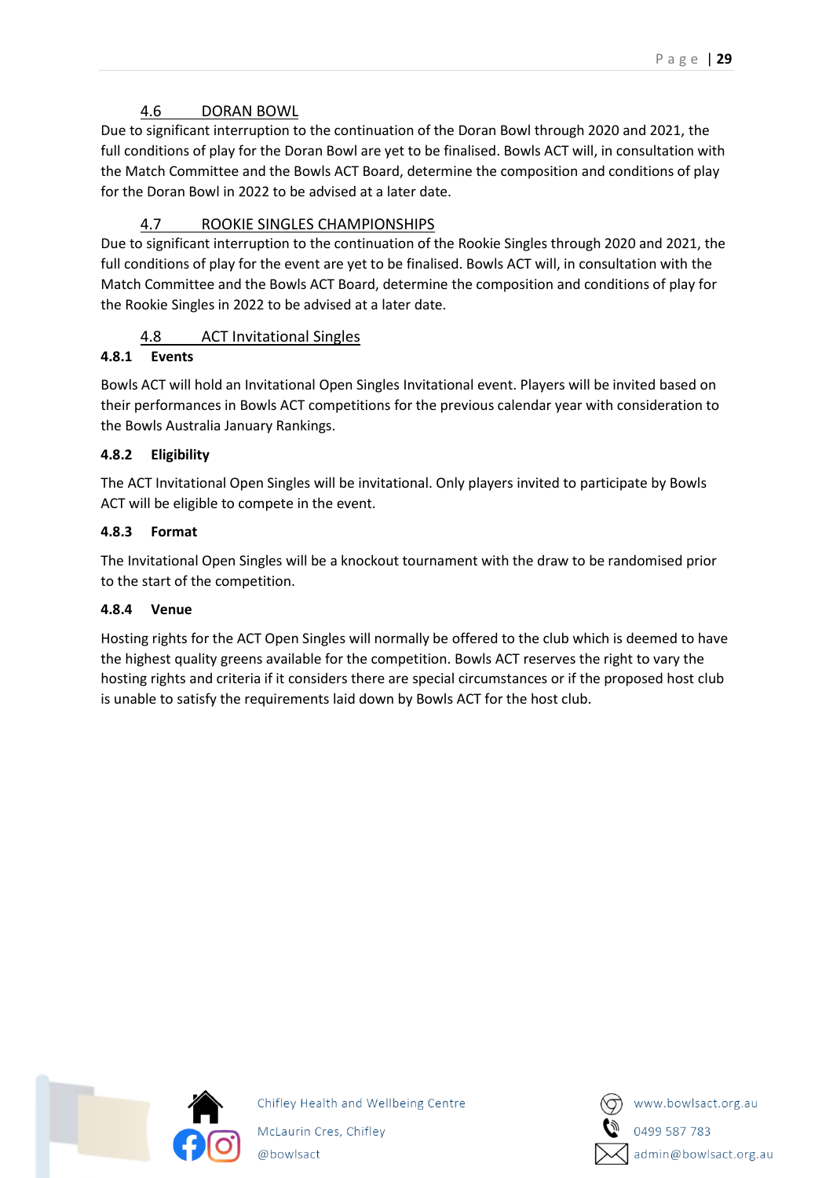## 4.6 DORAN BOWL

Due to significant interruption to the continuation of the Doran Bowl through 2020 and 2021, the full conditions of play for the Doran Bowl are yet to be finalised. Bowls ACT will, in consultation with the Match Committee and the Bowls ACT Board, determine the composition and conditions of play for the Doran Bowl in 2022 to be advised at a later date.

## 4.7 ROOKIE SINGLES CHAMPIONSHIPS

Due to significant interruption to the continuation of the Rookie Singles through 2020 and 2021, the full conditions of play for the event are yet to be finalised. Bowls ACT will, in consultation with the Match Committee and the Bowls ACT Board, determine the composition and conditions of play for the Rookie Singles in 2022 to be advised at a later date.

## 4.8 ACT Invitational Singles

### 4.8.1 Events

Bowls ACT will hold an Invitational Open Singles Invitational event. Players will be invited based on their performances in Bowls ACT competitions for the previous calendar year with consideration to the Bowls Australia January Rankings.

### 4.8.2 Eligibility

The ACT Invitational Open Singles will be invitational. Only players invited to participate by Bowls ACT will be eligible to compete in the event.

### 4.8.3 Format

The Invitational Open Singles will be a knockout tournament with the draw to be randomised prior to the start of the competition.

### 4.8.4 Venue

Hosting rights for the ACT Open Singles will normally be offered to the club which is deemed to have the highest quality greens available for the competition. Bowls ACT reserves the right to vary the hosting rights and criteria if it considers there are special circumstances or if the proposed host club is unable to satisfy the requirements laid down by Bowls ACT for the host club.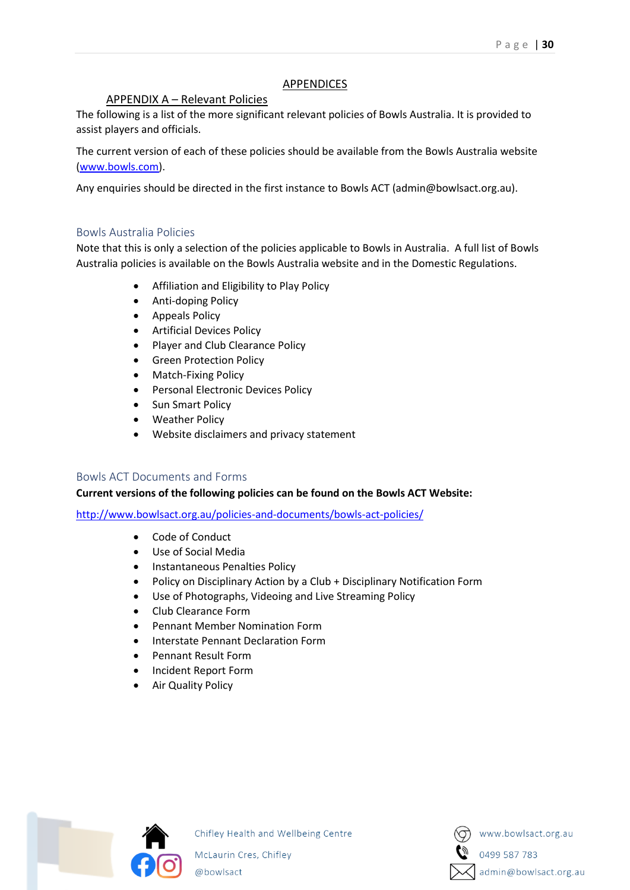# APPENDICES

## APPENDIX A – Relevant Policies

The following is a list of the more significant relevant policies of Bowls Australia. It is provided to assist players and officials.

The current version of each of these policies should be available from the Bowls Australia website (www.bowls.com).

Any enquiries should be directed in the first instance to Bowls ACT (admin@bowlsact.org.au).

### Bowls Australia Policies

Note that this is only a selection of the policies applicable to Bowls in Australia. A full list of Bowls Australia policies is available on the Bowls Australia website and in the Domestic Regulations.

- Affiliation and Eligibility to Play Policy
- Anti-doping Policy
- Appeals Policy
- Artificial Devices Policy
- Player and Club Clearance Policy
- Green Protection Policy
- Match-Fixing Policy
- Personal Electronic Devices Policy
- Sun Smart Policy
- Weather Policy
- Website disclaimers and privacy statement

### Bowls ACT Documents and Forms

**Current versions of the following policies can be found on the Bowls ACT Website:**

http://www.bowlsact.org.au/policies-and-documents/bowls-act-policies/

- Code of Conduct
- Use of Social Media
- Instantaneous Penalties Policy
- Policy on Disciplinary Action by a Club + Disciplinary Notification Form
- Use of Photographs, Videoing and Live Streaming Policy
- Club Clearance Form
- Pennant Member Nomination Form
- Interstate Pennant Declaration Form
- Pennant Result Form
- Incident Report Form
- Air Quality Policy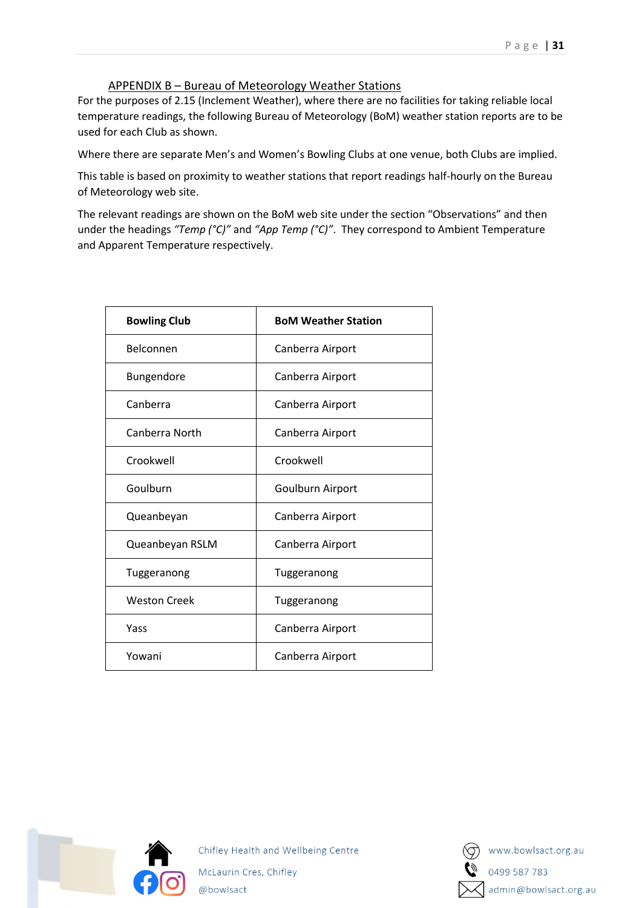## APPENDIX B – Bureau of Meteorology Weather Stations

For the purposes of 2.15 (Inclement Weather), where there are no facilities for taking reliable local temperature readings, the following Bureau of Meteorology (BoM) weather station reports are to be used for each Club as shown.

Where there are separate Men's and Women's Bowling Clubs at one venue, both Clubs are implied.

This table is based on proximity to weather stations that report readings half-hourly on the Bureau of Meteorology web site.

The relevant readings are shown on the BoM web site under the section "Observations" and then under the headings *"Temp (°C)"* and *"App Temp (°C)"*. They correspond to Ambient Temperature and Apparent Temperature respectively.

| Bowling Club | BoM Weather Station |
|---|---|
| Belconnen | Canberra Airport |
| Bungendore | Canberra Airport |
| Canberra | Canberra Airport |
| Canberra North | Canberra Airport |
| Crookwell | Crookwell |
| Goulburn | Goulburn Airport |
| Queanbeyan | Canberra Airport |
| Queanbeyan RSLM | Canberra Airport |
| Tuggeranong | Tuggeranong |
| Weston Creek | Tuggeranong |
| Yass | Canberra Airport |
| Yowani | Canberra Airport |